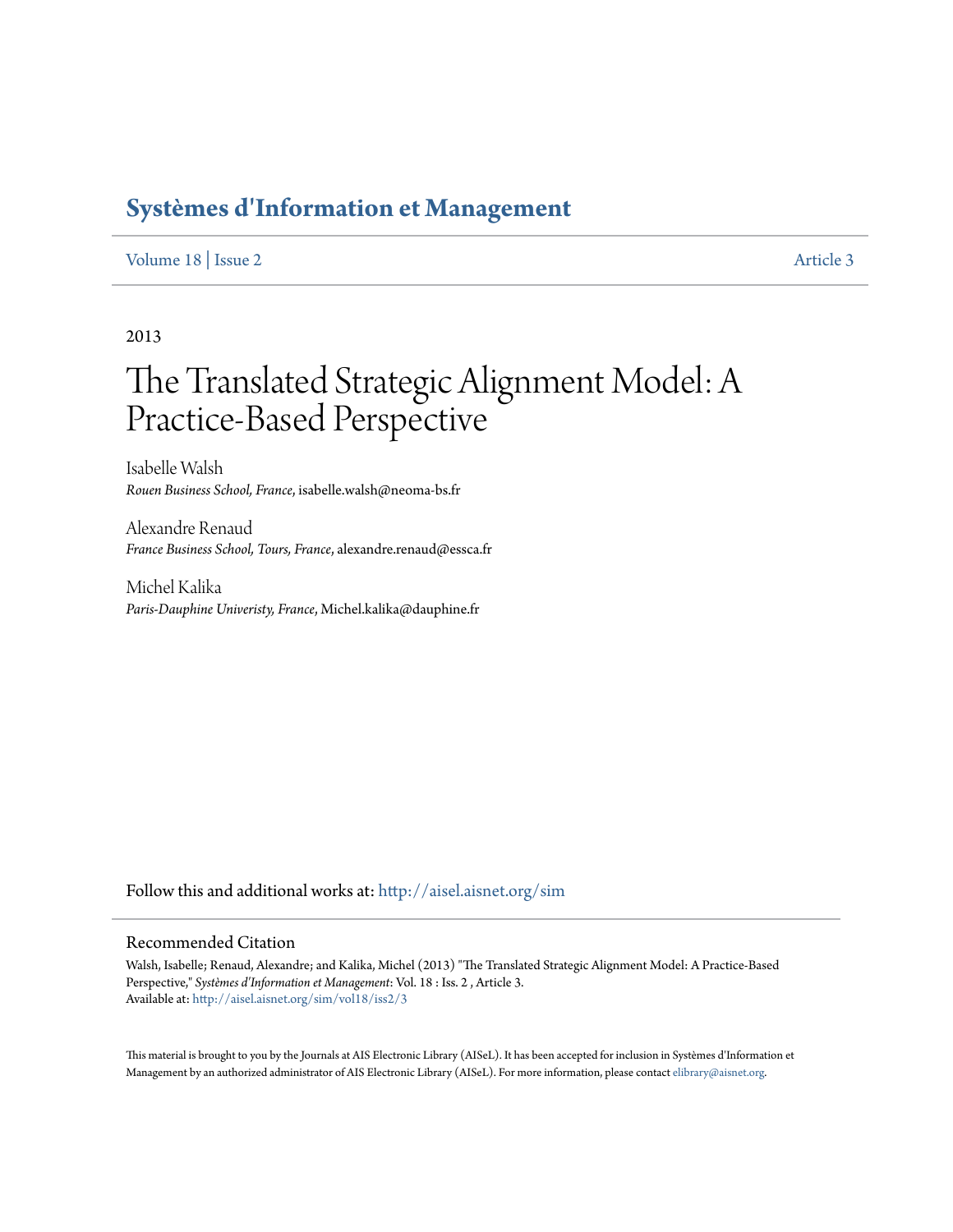# Systèmes d'Information et Management

Volume 18 | Issue 2 Article 3

2013

# The Translated Strategic Alignment Model: A Practice-Based Perspective

Isabelle Walsh
*Rouen Business School, France*, isabelle.walsh@neoma-bs.fr

Alexandre Renaud
*France Business School, Tours, France*, alexandre.renaud@essca.fr

Michel Kalika
*Paris-Dauphine Univeristy, France*, Michel.kalika@dauphine.fr

Follow this and additional works at: http://aisel.aisnet.org/sim

## Recommended Citation

Walsh, Isabelle; Renaud, Alexandre; and Kalika, Michel (2013) "The Translated Strategic Alignment Model: A Practice-Based Perspective," *Systèmes d'Information et Management*: Vol. 18 : Iss. 2 , Article 3.
Available at: http://aisel.aisnet.org/sim/vol18/iss2/3

This material is brought to you by the Journals at AIS Electronic Library (AISeL). It has been accepted for inclusion in Systèmes d'Information et Management by an authorized administrator of AIS Electronic Library (AISeL). For more information, please contact elibrary@aisnet.org.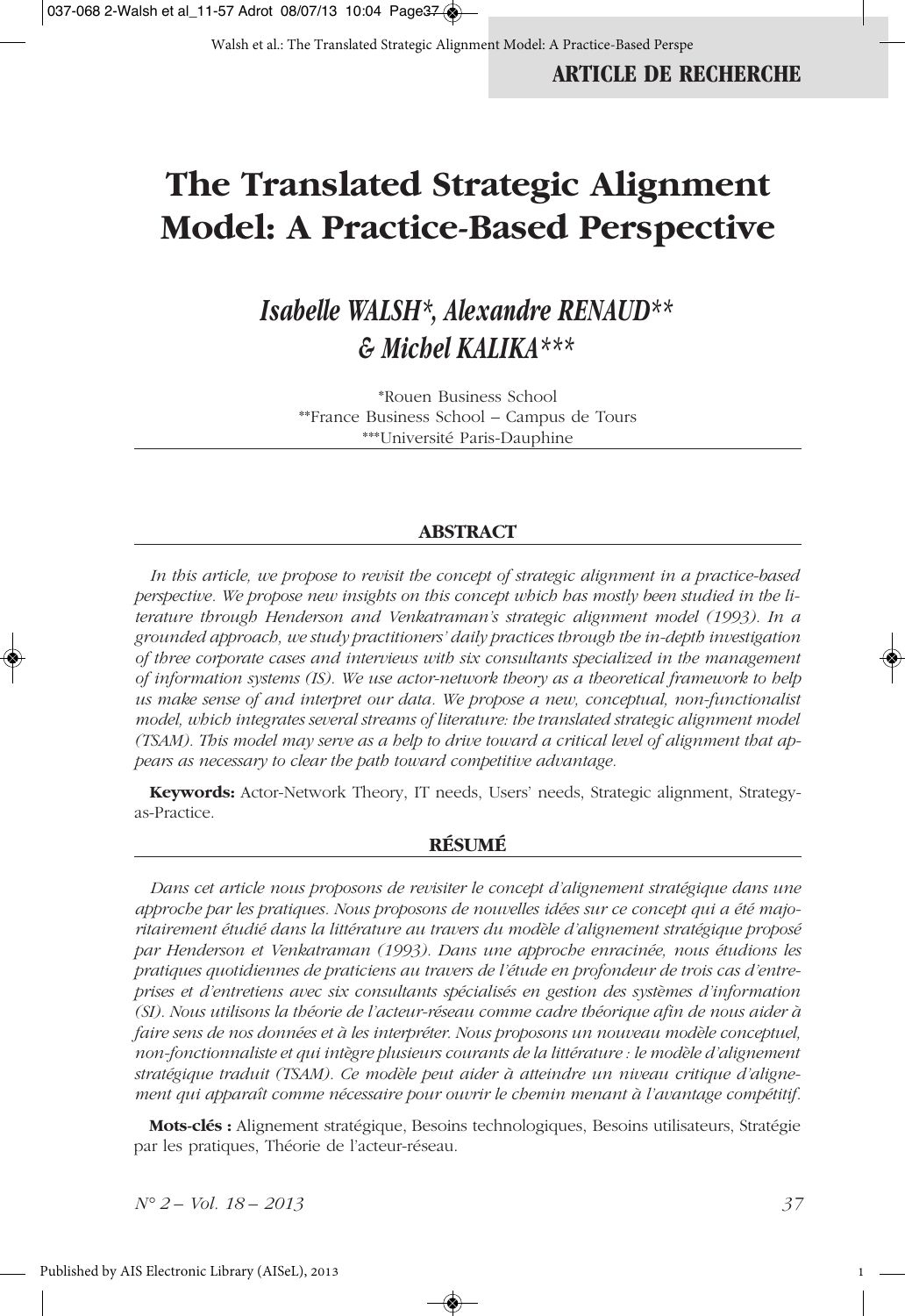ARTICLE DE RECHERCHE

# The Translated Strategic Alignment Model: A Practice-Based Perspective

## *Isabelle WALSH\*, Alexandre RENAUD\*\* & Michel KALIKA\*\*\**

\*Rouen Business School
\*\*France Business School – Campus de Tours
\*\*\*Université Paris-Dauphine

### ABSTRACT

*In this article, we propose to revisit the concept of strategic alignment in a practice-based perspective. We propose new insights on this concept which has mostly been studied in the literature through Henderson and Venkatraman's strategic alignment model (1993). In a grounded approach, we study practitioners' daily practices through the in-depth investigation of three corporate cases and interviews with six consultants specialized in the management of information systems (IS). We use actor-network theory as a theoretical framework to help us make sense of and interpret our data. We propose a new, conceptual, non-functionalist model, which integrates several streams of literature: the translated strategic alignment model (TSAM). This model may serve as a help to drive toward a critical level of alignment that appears as necessary to clear the path toward competitive advantage.*

**Keywords:** Actor-Network Theory, IT needs, Users' needs, Strategic alignment, Strategy-as-Practice.

### RÉSUMÉ

*Dans cet article nous proposons de revisiter le concept d'alignement stratégique dans une approche par les pratiques. Nous proposons de nouvelles idées sur ce concept qui a été majoritairement étudié dans la littérature au travers du modèle d'alignement stratégique proposé par Henderson et Venkatraman (1993). Dans une approche enracinée, nous étudions les pratiques quotidiennes de praticiens au travers de l'étude en profondeur de trois cas d'entreprises et d'entretiens avec six consultants spécialisés en gestion des systèmes d'information (SI). Nous utilisons la théorie de l'acteur-réseau comme cadre théorique afin de nous aider à faire sens de nos données et à les interpréter. Nous proposons un nouveau modèle conceptuel, non-fonctionnaliste et qui intègre plusieurs courants de la littérature : le modèle d'alignement stratégique traduit (TSAM). Ce modèle peut aider à atteindre un niveau critique d'alignement qui apparaît comme nécessaire pour ouvrir le chemin menant à l'avantage compétitif.*

**Mots-clés :** Alignement stratégique, Besoins technologiques, Besoins utilisateurs, Stratégie par les pratiques, Théorie de l'acteur-réseau.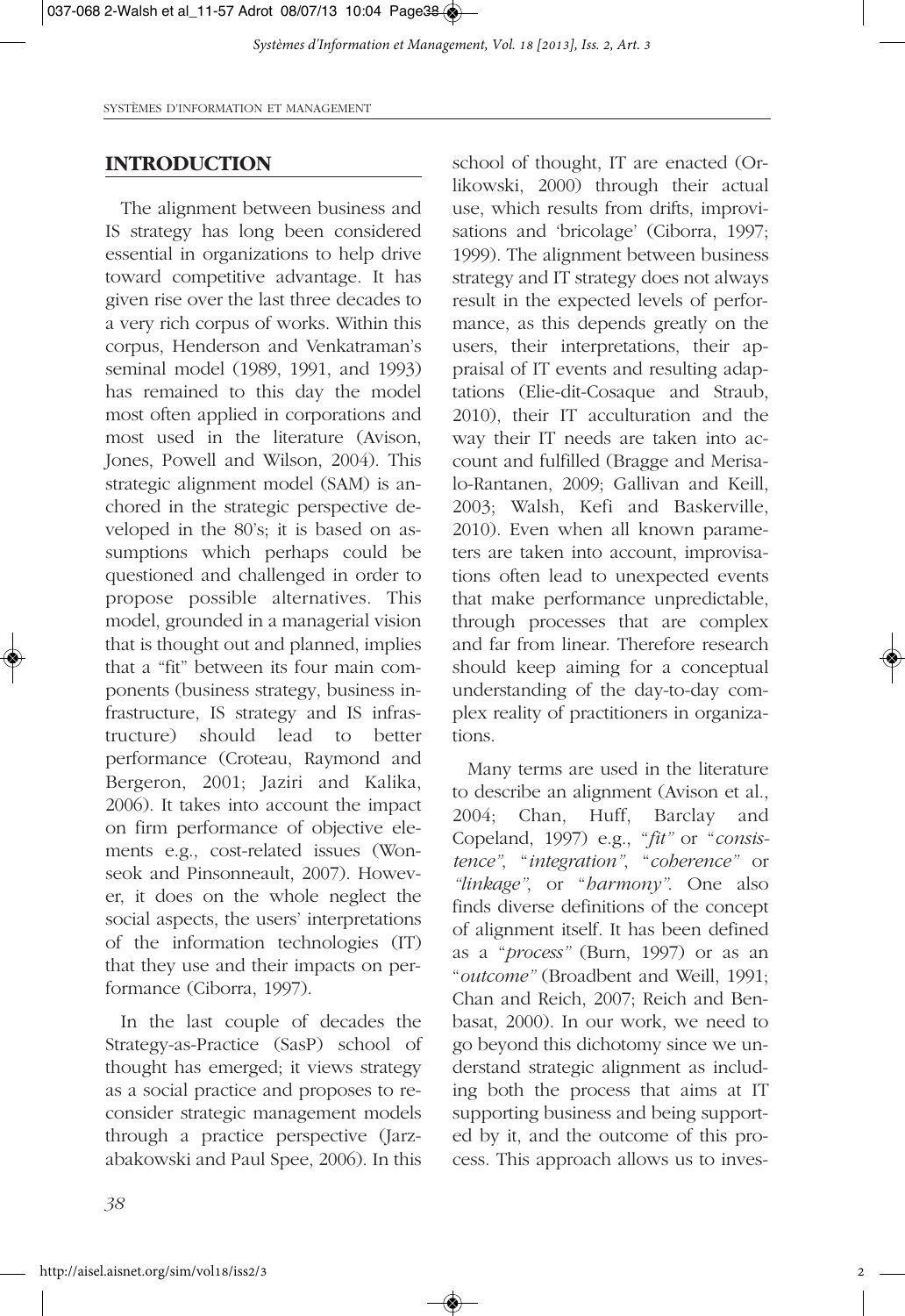## INTRODUCTION

The alignment between business and IS strategy has long been considered essential in organizations to help drive toward competitive advantage. It has given rise over the last three decades to a very rich corpus of works. Within this corpus, Henderson and Venkatraman's seminal model (1989, 1991, and 1993) has remained to this day the model most often applied in corporations and most used in the literature (Avison, Jones, Powell and Wilson, 2004). This strategic alignment model (SAM) is anchored in the strategic perspective developed in the 80's; it is based on assumptions which perhaps could be questioned and challenged in order to propose possible alternatives. This model, grounded in a managerial vision that is thought out and planned, implies that a "fit" between its four main components (business strategy, business infrastructure, IS strategy and IS infrastructure) should lead to better performance (Croteau, Raymond and Bergeron, 2001; Jaziri and Kalika, 2006). It takes into account the impact on firm performance of objective elements e.g., cost-related issues (Wonseok and Pinsonneault, 2007). However, it does on the whole neglect the social aspects, the users' interpretations of the information technologies (IT) that they use and their impacts on performance (Ciborra, 1997).

In the last couple of decades the Strategy-as-Practice (SasP) school of thought has emerged; it views strategy as a social practice and proposes to reconsider strategic management models through a practice perspective (Jarzabakowski and Paul Spee, 2006). In this school of thought, IT are enacted (Orlikowski, 2000) through their actual use, which results from drifts, improvisations and 'bricolage' (Ciborra, 1997; 1999). The alignment between business strategy and IT strategy does not always result in the expected levels of performance, as this depends greatly on the users, their interpretations, their appraisal of IT events and resulting adaptations (Elie-dit-Cosaque and Straub, 2010), their IT acculturation and the way their IT needs are taken into account and fulfilled (Bragge and Merisalo-Rantanen, 2009; Gallivan and Keill, 2003; Walsh, Kefi and Baskerville, 2010). Even when all known parameters are taken into account, improvisations often lead to unexpected events that make performance unpredictable, through processes that are complex and far from linear. Therefore research should keep aiming for a conceptual understanding of the day-to-day complex reality of practitioners in organizations.

Many terms are used in the literature to describe an alignment (Avison et al., 2004; Chan, Huff, Barclay and Copeland, 1997) e.g., "*fit*" or "*consistence*", "*integration*", "*coherence*" or *"linkage"*, or "*harmony*". One also finds diverse definitions of the concept of alignment itself. It has been defined as a "*process*" (Burn, 1997) or as an "*outcome*" (Broadbent and Weill, 1991; Chan and Reich, 2007; Reich and Benbasat, 2000). In our work, we need to go beyond this dichotomy since we understand strategic alignment as including both the process that aims at IT supporting business and being supported by it, and the outcome of this process. This approach allows us to inves-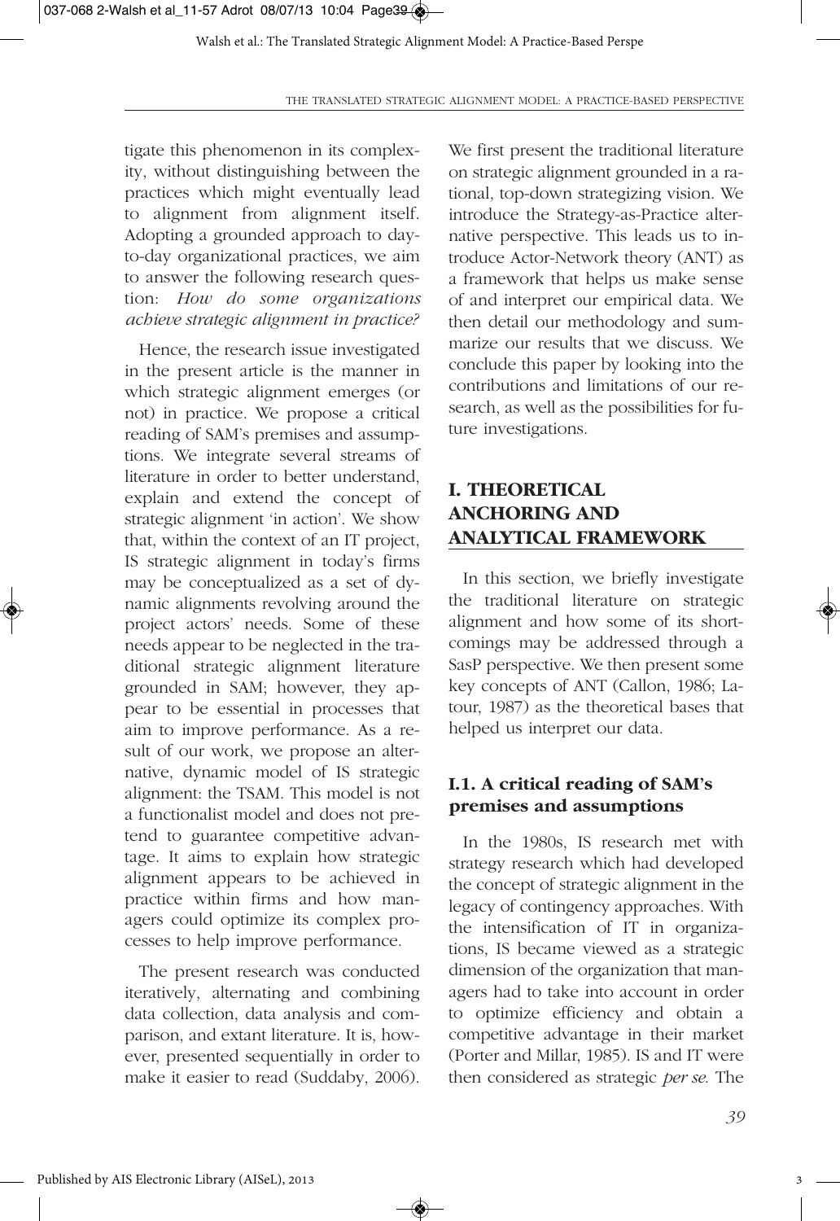tigate this phenomenon in its complexity, without distinguishing between the practices which might eventually lead to alignment from alignment itself. Adopting a grounded approach to day-to-day organizational practices, we aim to answer the following research question: *How do some organizations achieve strategic alignment in practice?*

Hence, the research issue investigated in the present article is the manner in which strategic alignment emerges (or not) in practice. We propose a critical reading of SAM's premises and assumptions. We integrate several streams of literature in order to better understand, explain and extend the concept of strategic alignment 'in action'. We show that, within the context of an IT project, IS strategic alignment in today's firms may be conceptualized as a set of dynamic alignments revolving around the project actors' needs. Some of these needs appear to be neglected in the traditional strategic alignment literature grounded in SAM; however, they appear to be essential in processes that aim to improve performance. As a result of our work, we propose an alternative, dynamic model of IS strategic alignment: the TSAM. This model is not a functionalist model and does not pretend to guarantee competitive advantage. It aims to explain how strategic alignment appears to be achieved in practice within firms and how managers could optimize its complex processes to help improve performance.

The present research was conducted iteratively, alternating and combining data collection, data analysis and comparison, and extant literature. It is, however, presented sequentially in order to make it easier to read (Suddaby, 2006). We first present the traditional literature on strategic alignment grounded in a rational, top-down strategizing vision. We introduce the Strategy-as-Practice alternative perspective. This leads us to introduce Actor-Network theory (ANT) as a framework that helps us make sense of and interpret our empirical data. We then detail our methodology and summarize our results that we discuss. We conclude this paper by looking into the contributions and limitations of our research, as well as the possibilities for future investigations.

## I. THEORETICAL ANCHORING AND ANALYTICAL FRAMEWORK

In this section, we briefly investigate the traditional literature on strategic alignment and how some of its shortcomings may be addressed through a SasP perspective. We then present some key concepts of ANT (Callon, 1986; Latour, 1987) as the theoretical bases that helped us interpret our data.

### I.1. A critical reading of SAM's premises and assumptions

In the 1980s, IS research met with strategy research which had developed the concept of strategic alignment in the legacy of contingency approaches. With the intensification of IT in organizations, IS became viewed as a strategic dimension of the organization that managers had to take into account in order to optimize efficiency and obtain a competitive advantage in their market (Porter and Millar, 1985). IS and IT were then considered as strategic *per se*. The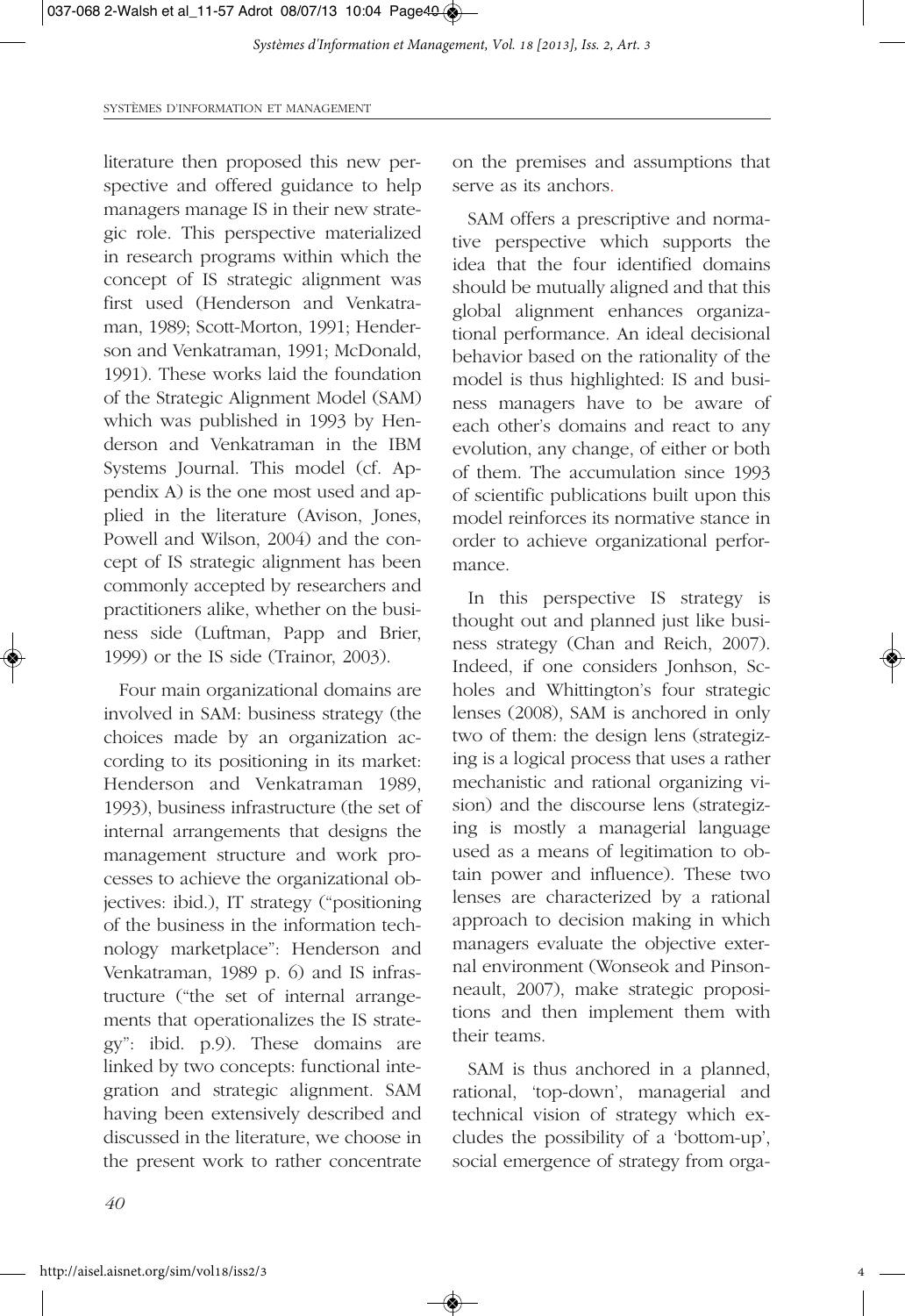literature then proposed this new perspective and offered guidance to help managers manage IS in their new strategic role. This perspective materialized in research programs within which the concept of IS strategic alignment was first used (Henderson and Venkatraman, 1989; Scott-Morton, 1991; Henderson and Venkatraman, 1991; McDonald, 1991). These works laid the foundation of the Strategic Alignment Model (SAM) which was published in 1993 by Henderson and Venkatraman in the IBM Systems Journal. This model (cf. Appendix A) is the one most used and applied in the literature (Avison, Jones, Powell and Wilson, 2004) and the concept of IS strategic alignment has been commonly accepted by researchers and practitioners alike, whether on the business side (Luftman, Papp and Brier, 1999) or the IS side (Trainor, 2003).

Four main organizational domains are involved in SAM: business strategy (the choices made by an organization according to its positioning in its market: Henderson and Venkatraman 1989, 1993), business infrastructure (the set of internal arrangements that designs the management structure and work processes to achieve the organizational objectives: ibid.), IT strategy ("positioning of the business in the information technology marketplace": Henderson and Venkatraman, 1989 p. 6) and IS infrastructure ("the set of internal arrangements that operationalizes the IS strategy": ibid. p.9). These domains are linked by two concepts: functional integration and strategic alignment. SAM having been extensively described and discussed in the literature, we choose in the present work to rather concentrate on the premises and assumptions that serve as its anchors.

SAM offers a prescriptive and normative perspective which supports the idea that the four identified domains should be mutually aligned and that this global alignment enhances organizational performance. An ideal decisional behavior based on the rationality of the model is thus highlighted: IS and business managers have to be aware of each other's domains and react to any evolution, any change, of either or both of them. The accumulation since 1993 of scientific publications built upon this model reinforces its normative stance in order to achieve organizational performance.

In this perspective IS strategy is thought out and planned just like business strategy (Chan and Reich, 2007). Indeed, if one considers Jonhson, Scholes and Whittington's four strategic lenses (2008), SAM is anchored in only two of them: the design lens (strategizing is a logical process that uses a rather mechanistic and rational organizing vision) and the discourse lens (strategizing is mostly a managerial language used as a means of legitimation to obtain power and influence). These two lenses are characterized by a rational approach to decision making in which managers evaluate the objective external environment (Wonseok and Pinsonneault, 2007), make strategic propositions and then implement them with their teams.

SAM is thus anchored in a planned, rational, 'top-down', managerial and technical vision of strategy which excludes the possibility of a 'bottom-up', social emergence of strategy from orga-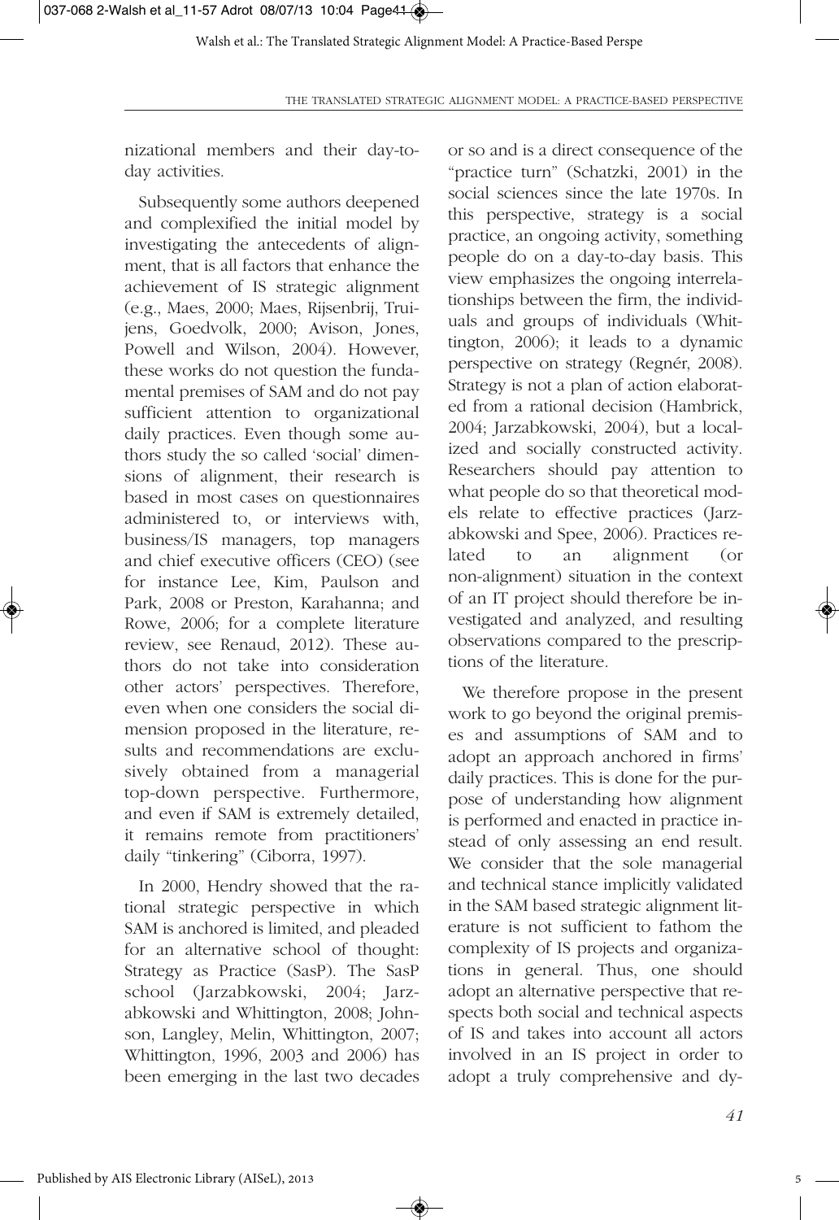nizational members and their day-to-day activities.

Subsequently some authors deepened and complexified the initial model by investigating the antecedents of alignment, that is all factors that enhance the achievement of IS strategic alignment (e.g., Maes, 2000; Maes, Rijsenbrij, Truijens, Goedvolk, 2000; Avison, Jones, Powell and Wilson, 2004). However, these works do not question the fundamental premises of SAM and do not pay sufficient attention to organizational daily practices. Even though some authors study the so called 'social' dimensions of alignment, their research is based in most cases on questionnaires administered to, or interviews with, business/IS managers, top managers and chief executive officers (CEO) (see for instance Lee, Kim, Paulson and Park, 2008 or Preston, Karahanna; and Rowe, 2006; for a complete literature review, see Renaud, 2012). These authors do not take into consideration other actors' perspectives. Therefore, even when one considers the social dimension proposed in the literature, results and recommendations are exclusively obtained from a managerial top-down perspective. Furthermore, and even if SAM is extremely detailed, it remains remote from practitioners' daily "tinkering" (Ciborra, 1997).

In 2000, Hendry showed that the rational strategic perspective in which SAM is anchored is limited, and pleaded for an alternative school of thought: Strategy as Practice (SasP). The SasP school (Jarzabkowski, 2004; Jarzabkowski and Whittington, 2008; Johnson, Langley, Melin, Whittington, 2007; Whittington, 1996, 2003 and 2006) has been emerging in the last two decades or so and is a direct consequence of the "practice turn" (Schatzki, 2001) in the social sciences since the late 1970s. In this perspective, strategy is a social practice, an ongoing activity, something people do on a day-to-day basis. This view emphasizes the ongoing interrelationships between the firm, the individuals and groups of individuals (Whittington, 2006); it leads to a dynamic perspective on strategy (Regnér, 2008). Strategy is not a plan of action elaborated from a rational decision (Hambrick, 2004; Jarzabkowski, 2004), but a localized and socially constructed activity. Researchers should pay attention to what people do so that theoretical models relate to effective practices (Jarzabkowski and Spee, 2006). Practices related to an alignment (or non-alignment) situation in the context of an IT project should therefore be investigated and analyzed, and resulting observations compared to the prescriptions of the literature.

We therefore propose in the present work to go beyond the original premises and assumptions of SAM and to adopt an approach anchored in firms' daily practices. This is done for the purpose of understanding how alignment is performed and enacted in practice instead of only assessing an end result. We consider that the sole managerial and technical stance implicitly validated in the SAM based strategic alignment literature is not sufficient to fathom the complexity of IS projects and organizations in general. Thus, one should adopt an alternative perspective that respects both social and technical aspects of IS and takes into account all actors involved in an IS project in order to adopt a truly comprehensive and dy-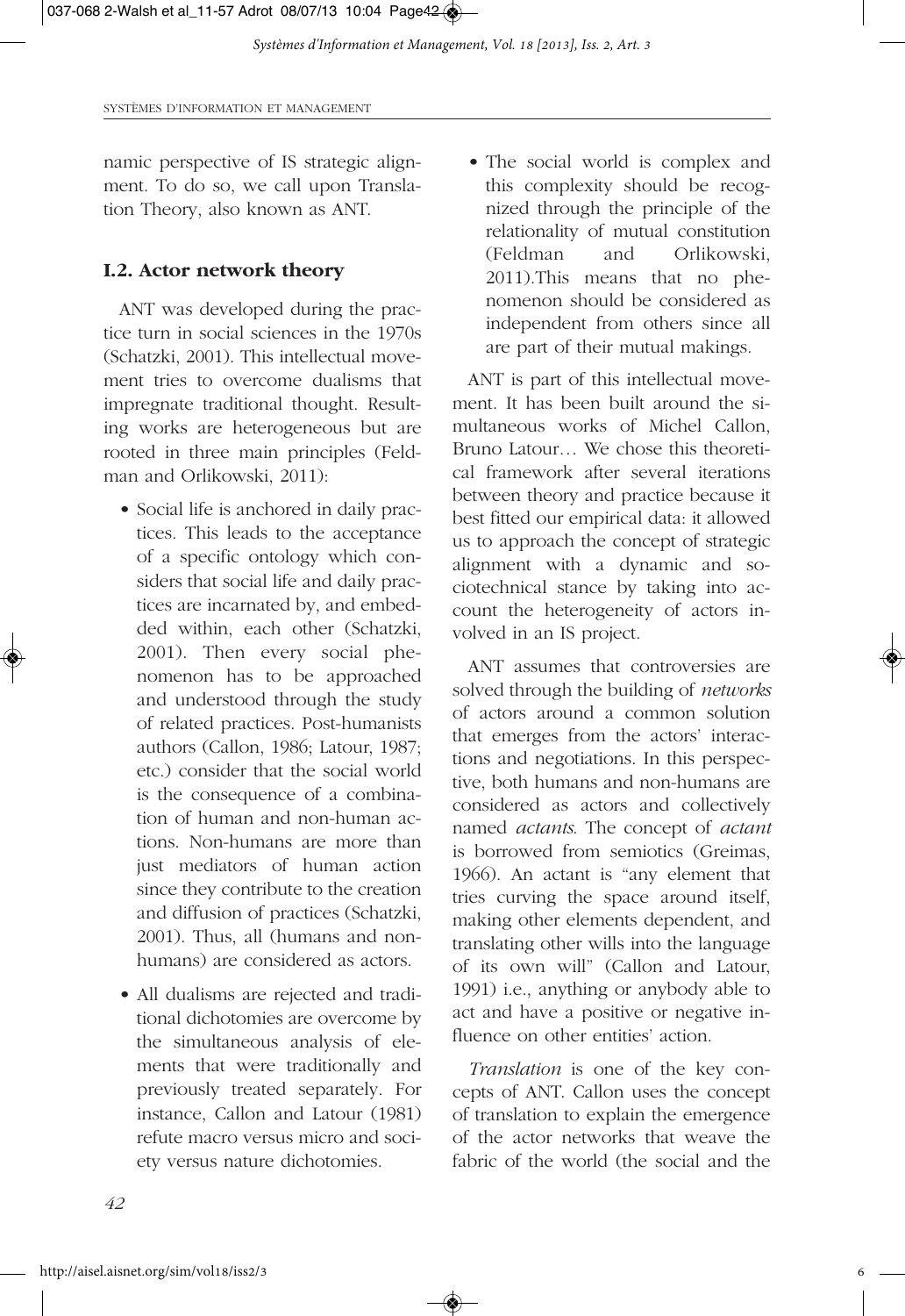namic perspective of IS strategic alignment. To do so, we call upon Translation Theory, also known as ANT.

### I.2. Actor network theory

ANT was developed during the practice turn in social sciences in the 1970s (Schatzki, 2001). This intellectual movement tries to overcome dualisms that impregnate traditional thought. Resulting works are heterogeneous but are rooted in three main principles (Feldman and Orlikowski, 2011):

- Social life is anchored in daily practices. This leads to the acceptance of a specific ontology which considers that social life and daily practices are incarnated by, and embedded within, each other (Schatzki, 2001). Then every social phenomenon has to be approached and understood through the study of related practices. Post-humanists authors (Callon, 1986; Latour, 1987; etc.) consider that the social world is the consequence of a combination of human and non-human actions. Non-humans are more than just mediators of human action since they contribute to the creation and diffusion of practices (Schatzki, 2001). Thus, all (humans and non-humans) are considered as actors.
- All dualisms are rejected and traditional dichotomies are overcome by the simultaneous analysis of elements that were traditionally and previously treated separately. For instance, Callon and Latour (1981) refute macro versus micro and society versus nature dichotomies.
- The social world is complex and this complexity should be recognized through the principle of the relationality of mutual constitution (Feldman and Orlikowski, 2011).This means that no phenomenon should be considered as independent from others since all are part of their mutual makings.

ANT is part of this intellectual movement. It has been built around the simultaneous works of Michel Callon, Bruno Latour… We chose this theoretical framework after several iterations between theory and practice because it best fitted our empirical data: it allowed us to approach the concept of strategic alignment with a dynamic and sociotechnical stance by taking into account the heterogeneity of actors involved in an IS project.

ANT assumes that controversies are solved through the building of *networks* of actors around a common solution that emerges from the actors' interactions and negotiations. In this perspective, both humans and non-humans are considered as actors and collectively named *actants*. The concept of *actant* is borrowed from semiotics (Greimas, 1966). An actant is "any element that tries curving the space around itself, making other elements dependent, and translating other wills into the language of its own will" (Callon and Latour, 1991) i.e., anything or anybody able to act and have a positive or negative influence on other entities' action.

*Translation* is one of the key concepts of ANT. Callon uses the concept of translation to explain the emergence of the actor networks that weave the fabric of the world (the social and the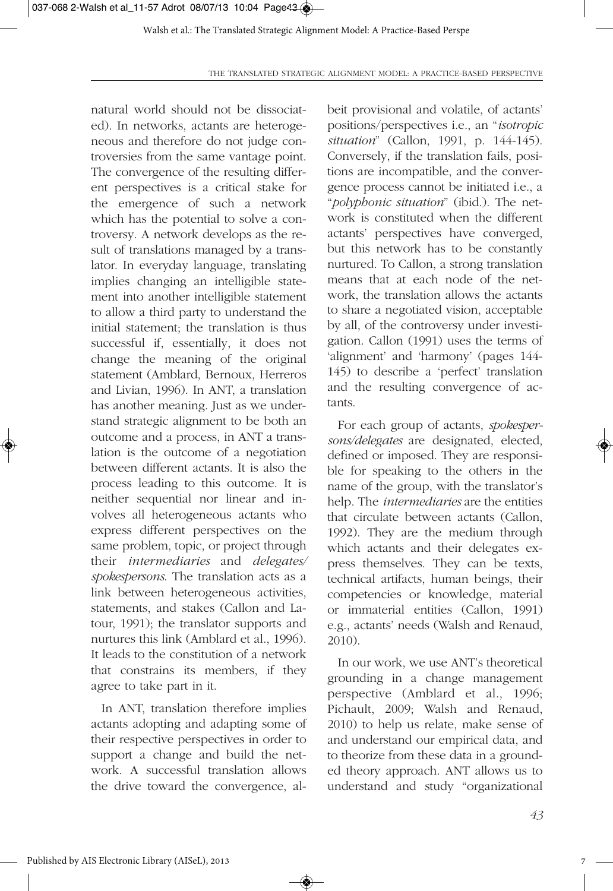natural world should not be dissociated). In networks, actants are heterogeneous and therefore do not judge controversies from the same vantage point. The convergence of the resulting different perspectives is a critical stake for the emergence of such a network which has the potential to solve a controversy. A network develops as the result of translations managed by a translator. In everyday language, translating implies changing an intelligible statement into another intelligible statement to allow a third party to understand the initial statement; the translation is thus successful if, essentially, it does not change the meaning of the original statement (Amblard, Bernoux, Herreros and Livian, 1996). In ANT, a translation has another meaning. Just as we understand strategic alignment to be both an outcome and a process, in ANT a translation is the outcome of a negotiation between different actants. It is also the process leading to this outcome. It is neither sequential nor linear and involves all heterogeneous actants who express different perspectives on the same problem, topic, or project through their *intermediaries* and *delegates/spokespersons*. The translation acts as a link between heterogeneous activities, statements, and stakes (Callon and Latour, 1991); the translator supports and nurtures this link (Amblard et al., 1996). It leads to the constitution of a network that constrains its members, if they agree to take part in it.

In ANT, translation therefore implies actants adopting and adapting some of their respective perspectives in order to support a change and build the network. A successful translation allows the drive toward the convergence, albeit provisional and volatile, of actants' positions/perspectives i.e., an "*isotropic situation*" (Callon, 1991, p. 144-145). Conversely, if the translation fails, positions are incompatible, and the convergence process cannot be initiated i.e., a "*polyphonic situation*" (ibid.). The network is constituted when the different actants' perspectives have converged, but this network has to be constantly nurtured. To Callon, a strong translation means that at each node of the network, the translation allows the actants to share a negotiated vision, acceptable by all, of the controversy under investigation. Callon (1991) uses the terms of 'alignment' and 'harmony' (pages 144-145) to describe a 'perfect' translation and the resulting convergence of actants.

For each group of actants, *spokespersons/delegates* are designated, elected, defined or imposed. They are responsible for speaking to the others in the name of the group, with the translator's help. The *intermediaries* are the entities that circulate between actants (Callon, 1992). They are the medium through which actants and their delegates express themselves. They can be texts, technical artifacts, human beings, their competencies or knowledge, material or immaterial entities (Callon, 1991) e.g., actants' needs (Walsh and Renaud, 2010).

In our work, we use ANT's theoretical grounding in a change management perspective (Amblard et al., 1996; Pichault, 2009; Walsh and Renaud, 2010) to help us relate, make sense of and understand our empirical data, and to theorize from these data in a grounded theory approach. ANT allows us to understand and study "organizational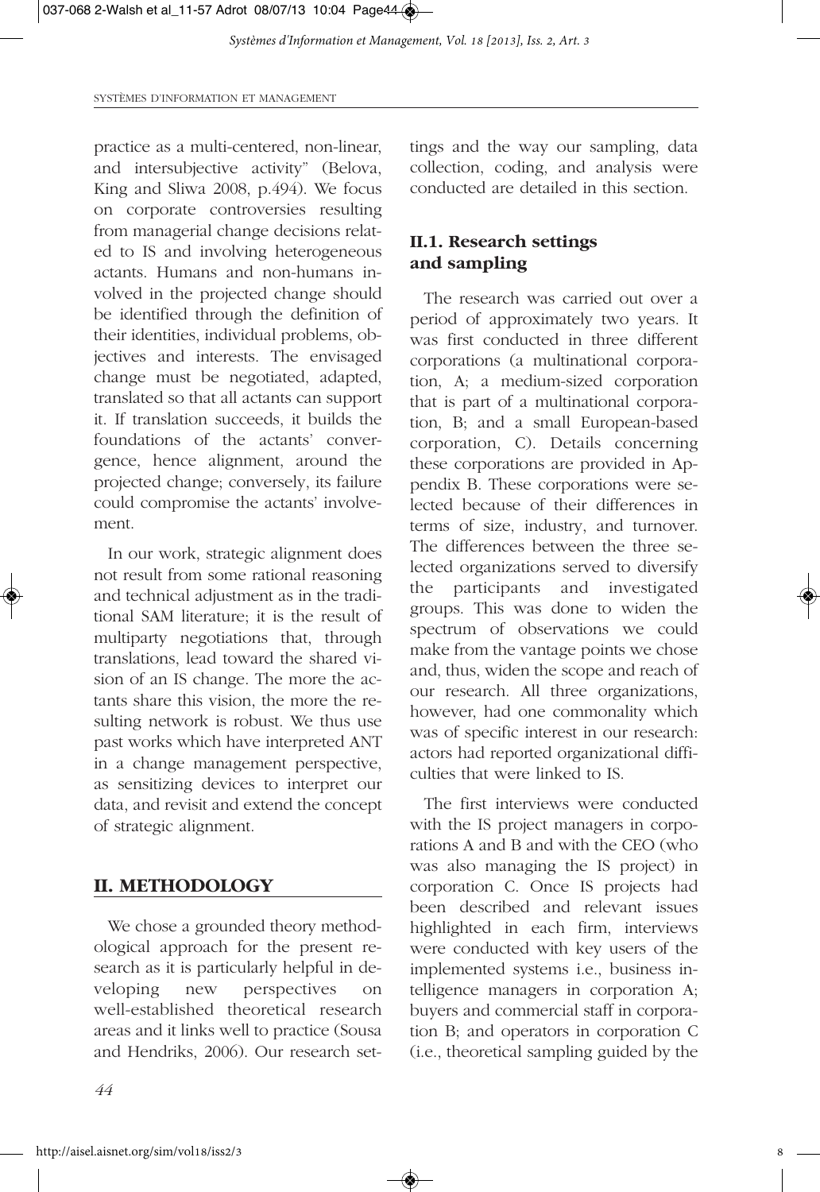practice as a multi-centered, non-linear, and intersubjective activity" (Belova, King and Sliwa 2008, p.494). We focus on corporate controversies resulting from managerial change decisions related to IS and involving heterogeneous actants. Humans and non-humans involved in the projected change should be identified through the definition of their identities, individual problems, objectives and interests. The envisaged change must be negotiated, adapted, translated so that all actants can support it. If translation succeeds, it builds the foundations of the actants' convergence, hence alignment, around the projected change; conversely, its failure could compromise the actants' involvement.

In our work, strategic alignment does not result from some rational reasoning and technical adjustment as in the traditional SAM literature; it is the result of multiparty negotiations that, through translations, lead toward the shared vision of an IS change. The more the actants share this vision, the more the resulting network is robust. We thus use past works which have interpreted ANT in a change management perspective, as sensitizing devices to interpret our data, and revisit and extend the concept of strategic alignment.

## II. METHODOLOGY

We chose a grounded theory methodological approach for the present research as it is particularly helpful in developing new perspectives on well-established theoretical research areas and it links well to practice (Sousa and Hendriks, 2006). Our research settings and the way our sampling, data collection, coding, and analysis were conducted are detailed in this section.

### II.1. Research settings and sampling

The research was carried out over a period of approximately two years. It was first conducted in three different corporations (a multinational corporation, A; a medium-sized corporation that is part of a multinational corporation, B; and a small European-based corporation, C). Details concerning these corporations are provided in Appendix B. These corporations were selected because of their differences in terms of size, industry, and turnover. The differences between the three selected organizations served to diversify the participants and investigated groups. This was done to widen the spectrum of observations we could make from the vantage points we chose and, thus, widen the scope and reach of our research. All three organizations, however, had one commonality which was of specific interest in our research: actors had reported organizational difficulties that were linked to IS.

The first interviews were conducted with the IS project managers in corporations A and B and with the CEO (who was also managing the IS project) in corporation C. Once IS projects had been described and relevant issues highlighted in each firm, interviews were conducted with key users of the implemented systems i.e., business intelligence managers in corporation A; buyers and commercial staff in corporation B; and operators in corporation C (i.e., theoretical sampling guided by the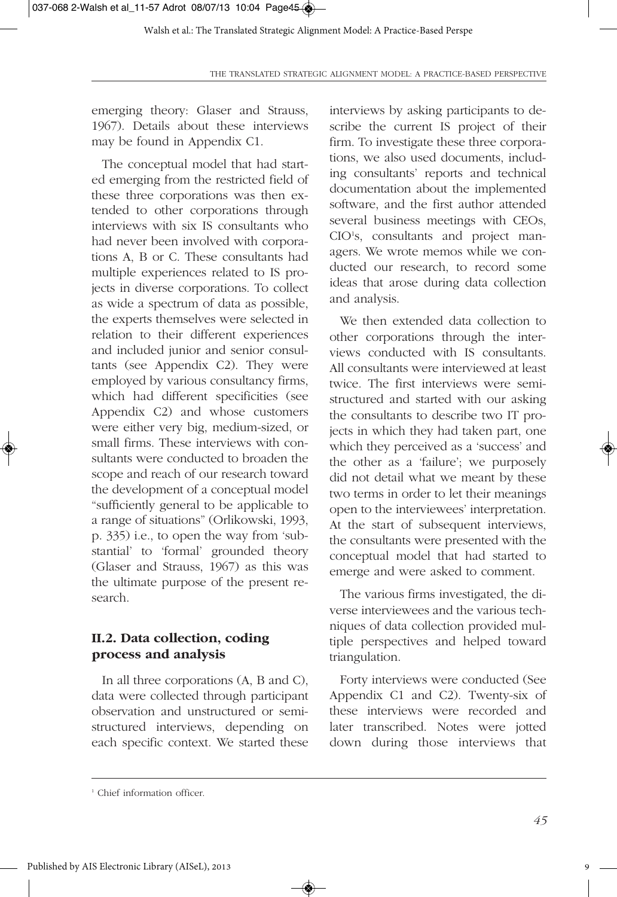emerging theory: Glaser and Strauss, 1967). Details about these interviews may be found in Appendix C1.

The conceptual model that had started emerging from the restricted field of these three corporations was then extended to other corporations through interviews with six IS consultants who had never been involved with corporations A, B or C. These consultants had multiple experiences related to IS projects in diverse corporations. To collect as wide a spectrum of data as possible, the experts themselves were selected in relation to their different experiences and included junior and senior consultants (see Appendix C2). They were employed by various consultancy firms, which had different specificities (see Appendix C2) and whose customers were either very big, medium-sized, or small firms. These interviews with consultants were conducted to broaden the scope and reach of our research toward the development of a conceptual model "sufficiently general to be applicable to a range of situations" (Orlikowski, 1993, p. 335) i.e., to open the way from 'substantial' to 'formal' grounded theory (Glaser and Strauss, 1967) as this was the ultimate purpose of the present research.

### II.2. Data collection, coding process and analysis

In all three corporations (A, B and C), data were collected through participant observation and unstructured or semi-structured interviews, depending on each specific context. We started these interviews by asking participants to describe the current IS project of their firm. To investigate these three corporations, we also used documents, including consultants' reports and technical documentation about the implemented software, and the first author attended several business meetings with CEOs, CIO[1]s, consultants and project managers. We wrote memos while we conducted our research, to record some ideas that arose during data collection and analysis.

We then extended data collection to other corporations through the interviews conducted with IS consultants. All consultants were interviewed at least twice. The first interviews were semi-structured and started with our asking the consultants to describe two IT projects in which they had taken part, one which they perceived as a 'success' and the other as a 'failure'; we purposely did not detail what we meant by these two terms in order to let their meanings open to the interviewees' interpretation. At the start of subsequent interviews, the consultants were presented with the conceptual model that had started to emerge and were asked to comment.

The various firms investigated, the diverse interviewees and the various techniques of data collection provided multiple perspectives and helped toward triangulation.

Forty interviews were conducted (See Appendix C1 and C2). Twenty-six of these interviews were recorded and later transcribed. Notes were jotted down during those interviews that

[1] Chief information officer.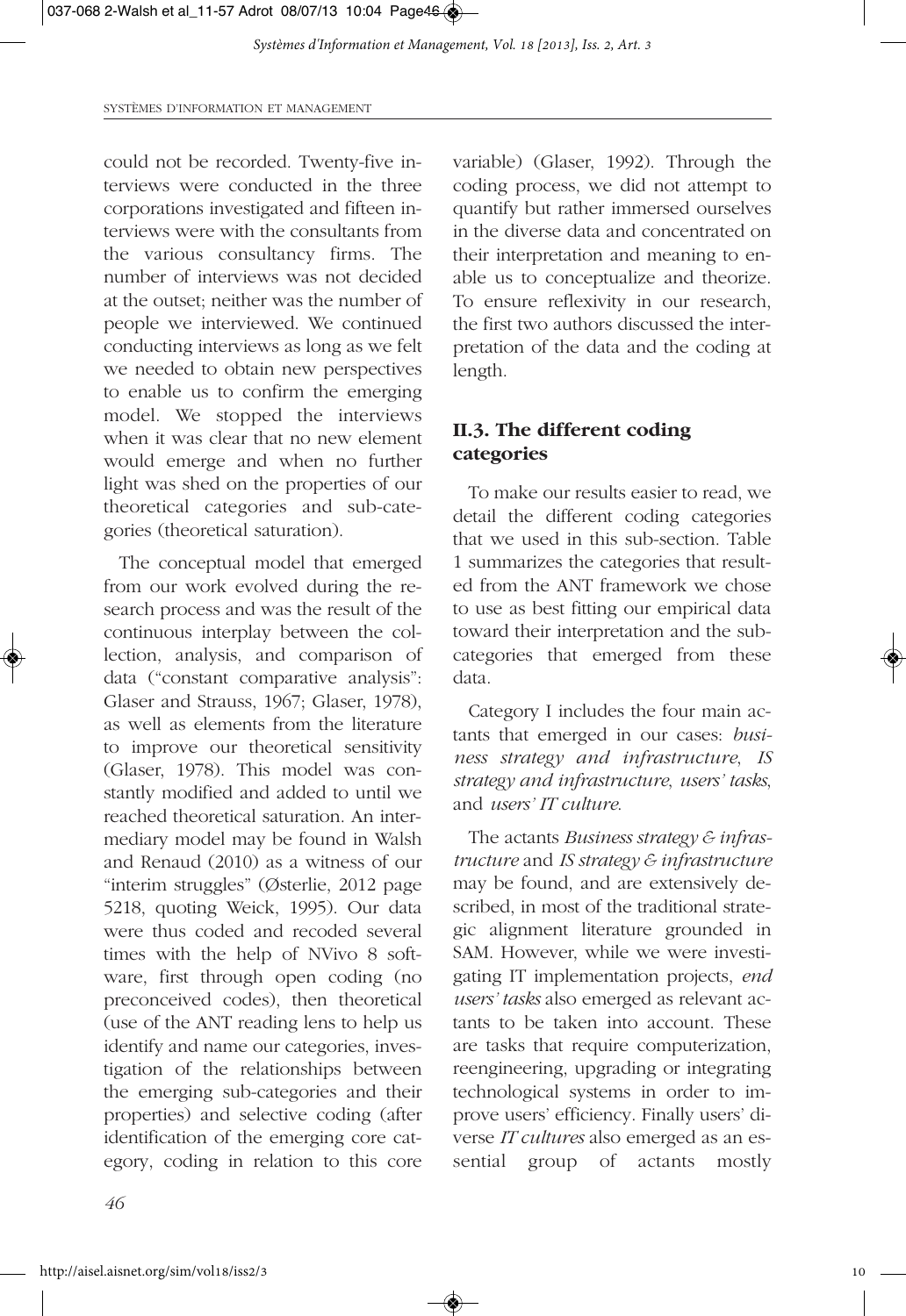could not be recorded. Twenty-five interviews were conducted in the three corporations investigated and fifteen interviews were with the consultants from the various consultancy firms. The number of interviews was not decided at the outset; neither was the number of people we interviewed. We continued conducting interviews as long as we felt we needed to obtain new perspectives to enable us to confirm the emerging model. We stopped the interviews when it was clear that no new element would emerge and when no further light was shed on the properties of our theoretical categories and sub-categories (theoretical saturation).

The conceptual model that emerged from our work evolved during the research process and was the result of the continuous interplay between the collection, analysis, and comparison of data ("constant comparative analysis": Glaser and Strauss, 1967; Glaser, 1978), as well as elements from the literature to improve our theoretical sensitivity (Glaser, 1978). This model was constantly modified and added to until we reached theoretical saturation. An intermediary model may be found in Walsh and Renaud (2010) as a witness of our "interim struggles" (Østerlie, 2012 page 5218, quoting Weick, 1995). Our data were thus coded and recoded several times with the help of NVivo 8 software, first through open coding (no preconceived codes), then theoretical (use of the ANT reading lens to help us identify and name our categories, investigation of the relationships between the emerging sub-categories and their properties) and selective coding (after identification of the emerging core category, coding in relation to this core variable) (Glaser, 1992). Through the coding process, we did not attempt to quantify but rather immersed ourselves in the diverse data and concentrated on their interpretation and meaning to enable us to conceptualize and theorize. To ensure reflexivity in our research, the first two authors discussed the interpretation of the data and the coding at length.

### II.3. The different coding categories

To make our results easier to read, we detail the different coding categories that we used in this sub-section. Table 1 summarizes the categories that resulted from the ANT framework we chose to use as best fitting our empirical data toward their interpretation and the sub-categories that emerged from these data.

Category I includes the four main actants that emerged in our cases: *business strategy and infrastructure*, *IS strategy and infrastructure*, *users' tasks*, and *users' IT culture*.

The actants *Business strategy & infrastructure* and *IS strategy & infrastructure* may be found, and are extensively described, in most of the traditional strategic alignment literature grounded in SAM. However, while we were investigating IT implementation projects, *end users' tasks* also emerged as relevant actants to be taken into account. These are tasks that require computerization, reengineering, upgrading or integrating technological systems in order to improve users' efficiency. Finally users' diverse *IT cultures* also emerged as an essential group of actants mostly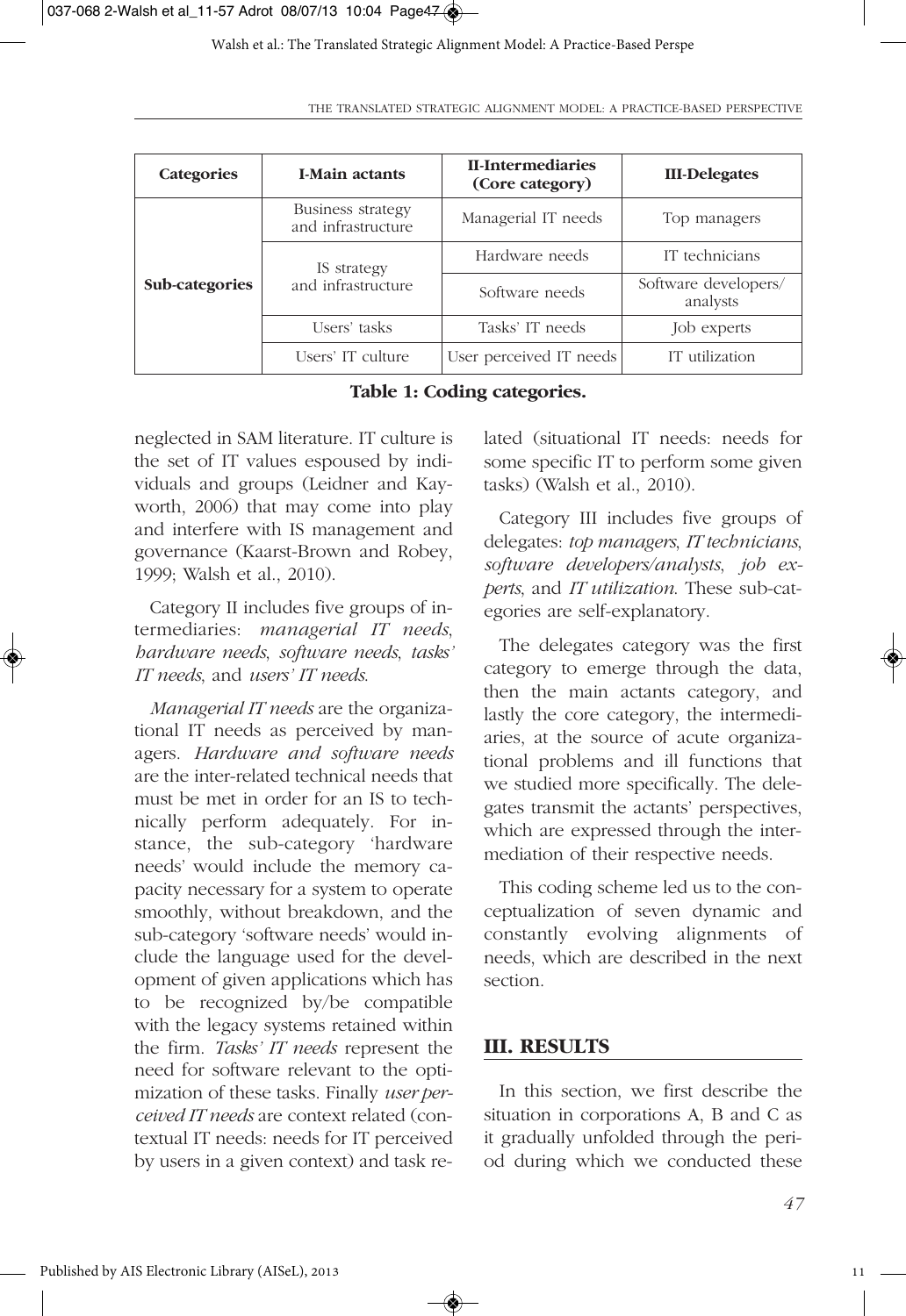| Categories | I-Main actants | II-Intermediaries (Core category) | III-Delegates |
|---|---|---|---|
| Sub-categories | Business strategy and infrastructure | Managerial IT needs | Top managers |
| | IS strategy and infrastructure | Hardware needs | IT technicians |
| | | Software needs | Software developers/ analysts |
| | Users' tasks | Tasks' IT needs | Job experts |
| | Users' IT culture | User perceived IT needs | IT utilization |

**Table 1: Coding categories.**

neglected in SAM literature. IT culture is the set of IT values espoused by individuals and groups (Leidner and Kayworth, 2006) that may come into play and interfere with IS management and governance (Kaarst-Brown and Robey, 1999; Walsh et al., 2010).

Category II includes five groups of intermediaries: *managerial IT needs*, *hardware needs*, *software needs*, *tasks' IT needs*, and *users' IT needs*.

*Managerial IT needs* are the organizational IT needs as perceived by managers. *Hardware and software needs* are the inter-related technical needs that must be met in order for an IS to technically perform adequately. For instance, the sub-category 'hardware needs' would include the memory capacity necessary for a system to operate smoothly, without breakdown, and the sub-category 'software needs' would include the language used for the development of given applications which has to be recognized by/be compatible with the legacy systems retained within the firm. *Tasks' IT needs* represent the need for software relevant to the optimization of these tasks. Finally *user perceived IT needs* are context related (contextual IT needs: needs for IT perceived by users in a given context) and task related (situational IT needs: needs for some specific IT to perform some given tasks) (Walsh et al., 2010).

Category III includes five groups of delegates: *top managers*, *IT technicians*, *software developers/analysts*, *job experts*, and *IT utilization*. These sub-categories are self-explanatory.

The delegates category was the first category to emerge through the data, then the main actants category, and lastly the core category, the intermediaries, at the source of acute organizational problems and ill functions that we studied more specifically. The delegates transmit the actants' perspectives, which are expressed through the intermediation of their respective needs.

This coding scheme led us to the conceptualization of seven dynamic and constantly evolving alignments of needs, which are described in the next section.

## III. RESULTS

In this section, we first describe the situation in corporations A, B and C as it gradually unfolded through the period during which we conducted these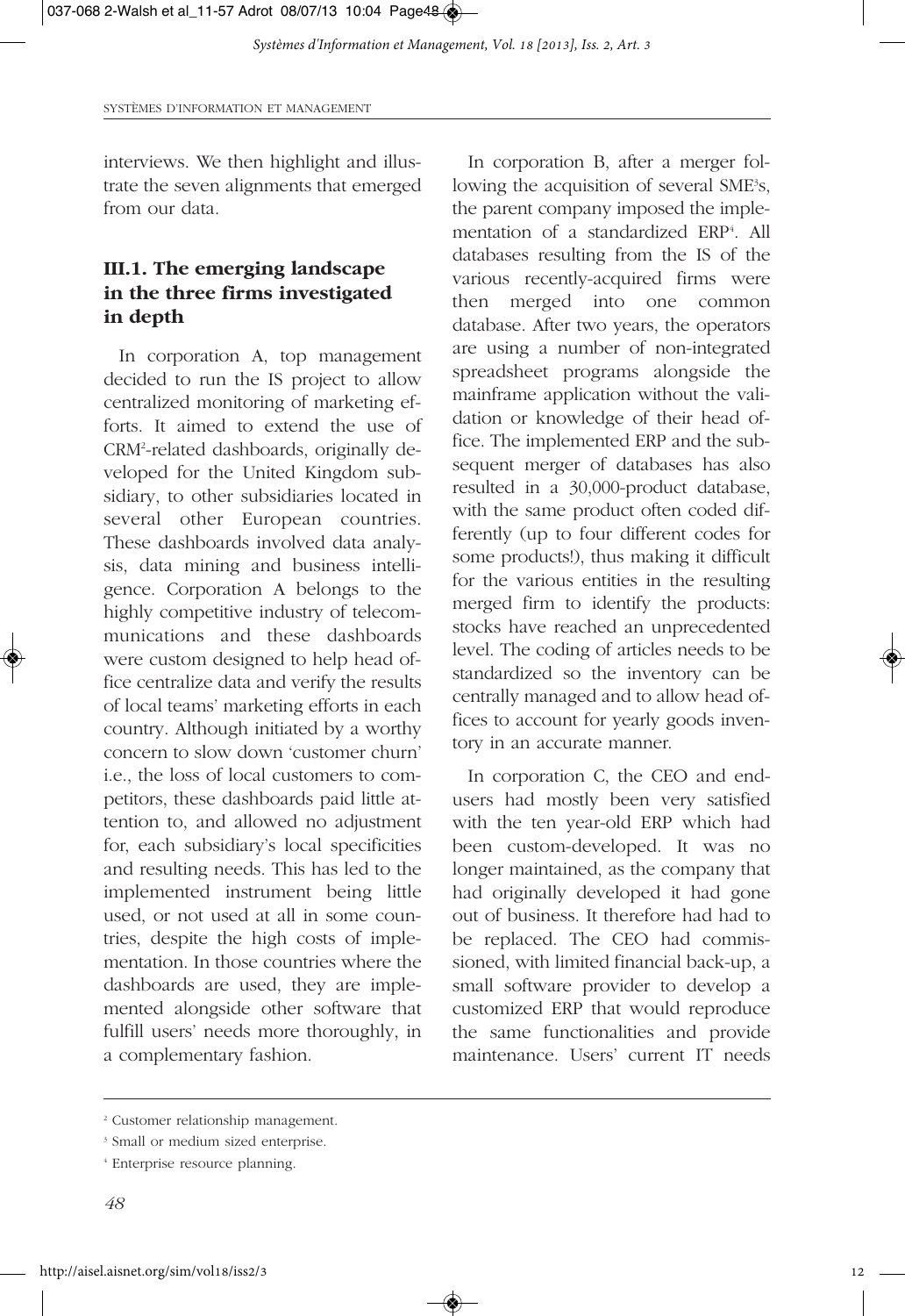interviews. We then highlight and illustrate the seven alignments that emerged from our data.

### III.1. The emerging landscape in the three firms investigated in depth

In corporation A, top management decided to run the IS project to allow centralized monitoring of marketing efforts. It aimed to extend the use of CRM[2]-related dashboards, originally developed for the United Kingdom subsidiary, to other subsidiaries located in several other European countries. These dashboards involved data analysis, data mining and business intelligence. Corporation A belongs to the highly competitive industry of telecommunications and these dashboards were custom designed to help head office centralize data and verify the results of local teams' marketing efforts in each country. Although initiated by a worthy concern to slow down 'customer churn' i.e., the loss of local customers to competitors, these dashboards paid little attention to, and allowed no adjustment for, each subsidiary's local specificities and resulting needs. This has led to the implemented instrument being little used, or not used at all in some countries, despite the high costs of implementation. In those countries where the dashboards are used, they are implemented alongside other software that fulfill users' needs more thoroughly, in a complementary fashion.

In corporation B, after a merger following the acquisition of several SME[3]s, the parent company imposed the implementation of a standardized ERP[4]. All databases resulting from the IS of the various recently-acquired firms were then merged into one common database. After two years, the operators are using a number of non-integrated spreadsheet programs alongside the mainframe application without the validation or knowledge of their head office. The implemented ERP and the subsequent merger of databases has also resulted in a 30,000-product database, with the same product often coded differently (up to four different codes for some products!), thus making it difficult for the various entities in the resulting merged firm to identify the products: stocks have reached an unprecedented level. The coding of articles needs to be standardized so the inventory can be centrally managed and to allow head offices to account for yearly goods inventory in an accurate manner.

In corporation C, the CEO and end-users had mostly been very satisfied with the ten year-old ERP which had been custom-developed. It was no longer maintained, as the company that had originally developed it had gone out of business. It therefore had had to be replaced. The CEO had commissioned, with limited financial back-up, a small software provider to develop a customized ERP that would reproduce the same functionalities and provide maintenance. Users' current IT needs

---

[2] Customer relationship management.

[3] Small or medium sized enterprise.

[4] Enterprise resource planning.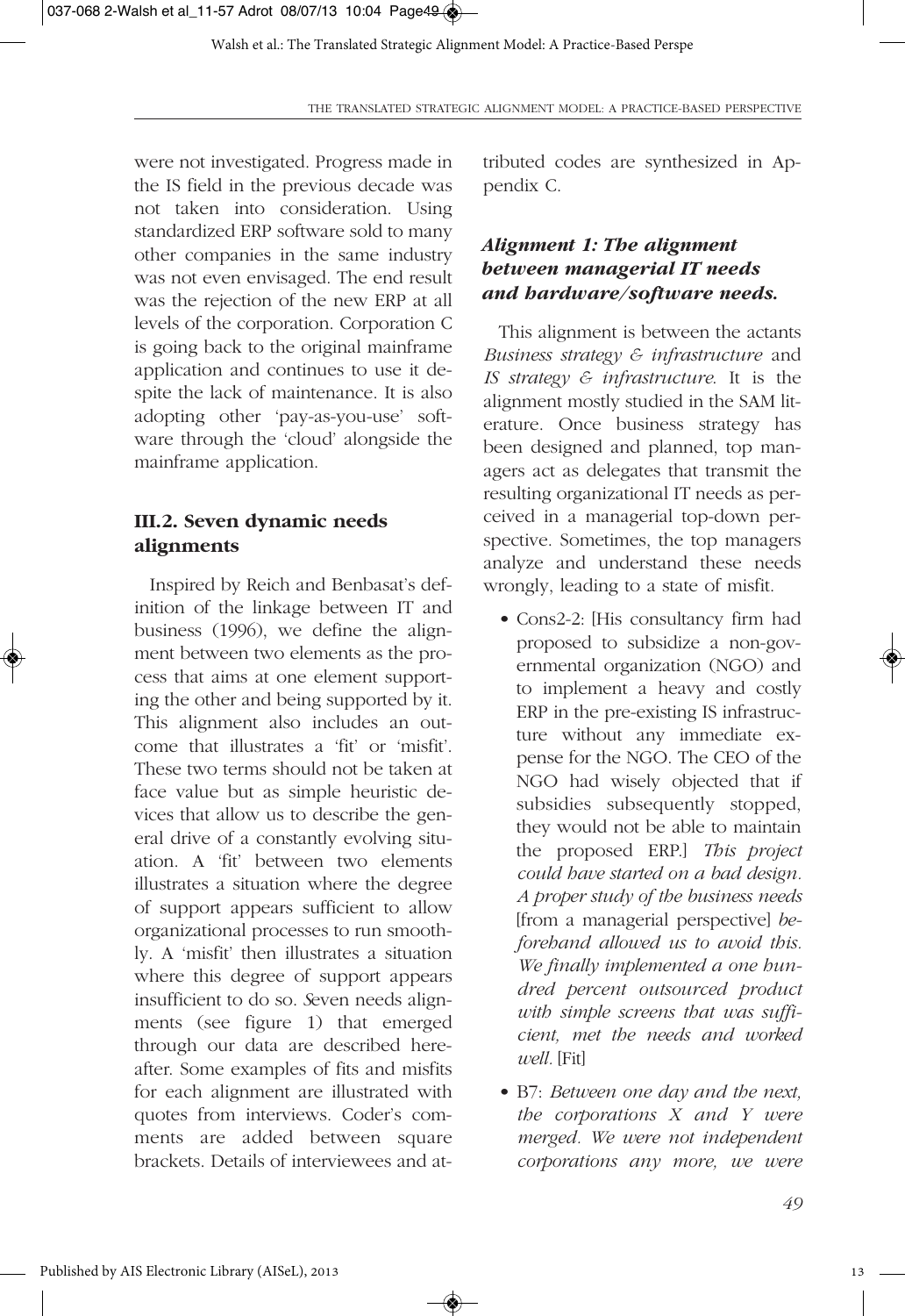were not investigated. Progress made in the IS field in the previous decade was not taken into consideration. Using standardized ERP software sold to many other companies in the same industry was not even envisaged. The end result was the rejection of the new ERP at all levels of the corporation. Corporation C is going back to the original mainframe application and continues to use it despite the lack of maintenance. It is also adopting other 'pay-as-you-use' software through the 'cloud' alongside the mainframe application.

## III.2. Seven dynamic needs alignments

Inspired by Reich and Benbasat's definition of the linkage between IT and business (1996), we define the alignment between two elements as the process that aims at one element supporting the other and being supported by it. This alignment also includes an outcome that illustrates a 'fit' or 'misfit'. These two terms should not be taken at face value but as simple heuristic devices that allow us to describe the general drive of a constantly evolving situation. A 'fit' between two elements illustrates a situation where the degree of support appears sufficient to allow organizational processes to run smoothly. A 'misfit' then illustrates a situation where this degree of support appears insufficient to do so. Seven needs alignments (see figure 1) that emerged through our data are described hereafter. Some examples of fits and misfits for each alignment are illustrated with quotes from interviews. Coder's comments are added between square brackets. Details of interviewees and attributed codes are synthesized in Appendix C.

### *Alignment 1: The alignment between managerial IT needs and hardware/software needs.*

This alignment is between the actants *Business strategy & infrastructure* and *IS strategy & infrastructure*. It is the alignment mostly studied in the SAM literature. Once business strategy has been designed and planned, top managers act as delegates that transmit the resulting organizational IT needs as perceived in a managerial top-down perspective. Sometimes, the top managers analyze and understand these needs wrongly, leading to a state of misfit.

- Cons2-2: [His consultancy firm had proposed to subsidize a non-governmental organization (NGO) and to implement a heavy and costly ERP in the pre-existing IS infrastructure without any immediate expense for the NGO. The CEO of the NGO had wisely objected that if subsidies subsequently stopped, they would not be able to maintain the proposed ERP.] *This project could have started on a bad design. A proper study of the business needs* [from a managerial perspective] *beforehand allowed us to avoid this. We finally implemented a one hundred percent outsourced product with simple screens that was sufficient, met the needs and worked well.* [Fit]
- B7: *Between one day and the next, the corporations X and Y were merged. We were not independent corporations any more, we were*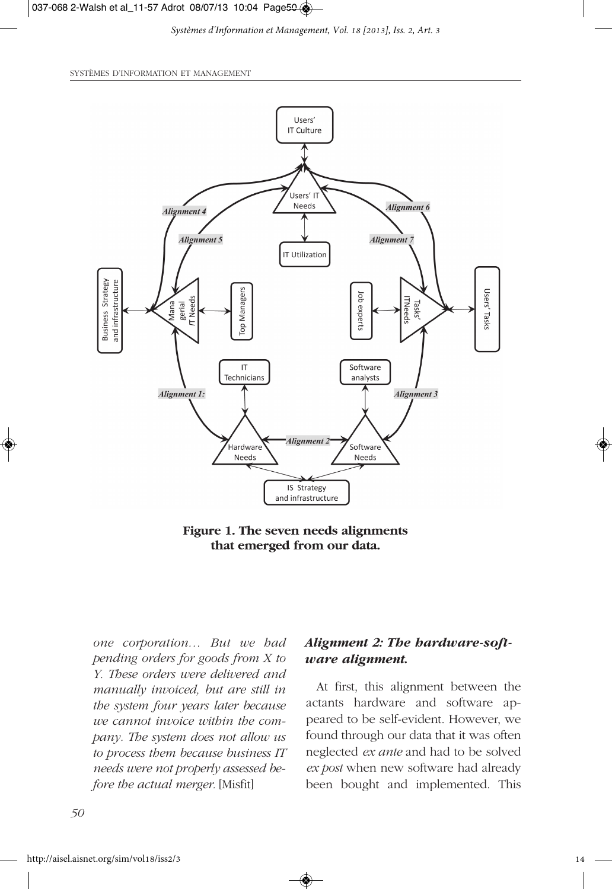Figure 1. The seven needs alignments that emerged from our data.

*one corporation… But we had pending orders for goods from X to Y. These orders were delivered and manually invoiced, but are still in the system four years later because we cannot invoice within the company. The system does not allow us to process them because business IT needs were not properly assessed before the actual merger.* [Misfit]

### *Alignment 2: The hardware-software alignment.*

At first, this alignment between the actants hardware and software appeared to be self-evident. However, we found through our data that it was often neglected *ex ante* and had to be solved *ex post* when new software had already been bought and implemented. This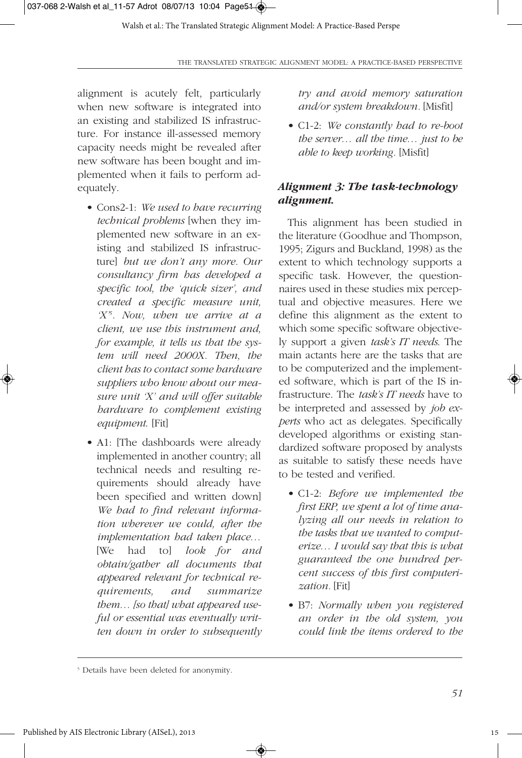alignment is acutely felt, particularly when new software is integrated into an existing and stabilized IS infrastructure. For instance ill-assessed memory capacity needs might be revealed after new software has been bought and implemented when it fails to perform adequately.

- Cons2-1: *We used to have recurring technical problems* [when they implemented new software in an existing and stabilized IS infrastructure] *but we don't any more. Our consultancy firm has developed a specific tool, the 'quick sizer', and created a specific measure unit, 'X'*[5]*. Now, when we arrive at a client, we use this instrument and, for example, it tells us that the system will need 2000X. Then, the client has to contact some hardware suppliers who know about our measure unit 'X' and will offer suitable hardware to complement existing equipment.* [Fit]
- A1: [The dashboards were already implemented in another country; all technical needs and resulting requirements should already have been specified and written down] *We had to find relevant information wherever we could, after the implementation had taken place…* [We had to] *look for and obtain/gather all documents that appeared relevant for technical requirements, and summarize them… [so that] what appeared useful or essential was eventually written down in order to subsequently try and avoid memory saturation and/or system breakdown.* [Misfit]
- C1-2: *We constantly had to re-boot the server… all the time… just to be able to keep working.* [Misfit]

### *Alignment 3: The task-technology alignment.*

This alignment has been studied in the literature (Goodhue and Thompson, 1995; Zigurs and Buckland, 1998) as the extent to which technology supports a specific task. However, the questionnaires used in these studies mix perceptual and objective measures. Here we define this alignment as the extent to which some specific software objectively support a given *task's IT needs*. The main actants here are the tasks that are to be computerized and the implemented software, which is part of the IS infrastructure. The *task's IT needs* have to be interpreted and assessed by *job experts* who act as delegates. Specifically developed algorithms or existing standardized software proposed by analysts as suitable to satisfy these needs have to be tested and verified.

- C1-2: *Before we implemented the first ERP, we spent a lot of time analyzing all our needs in relation to the tasks that we wanted to computerize… I would say that this is what guaranteed the one hundred percent success of this first computerization.* [Fit]
- B7: *Normally when you registered an order in the old system, you could link the items ordered to the*

[5] Details have been deleted for anonymity.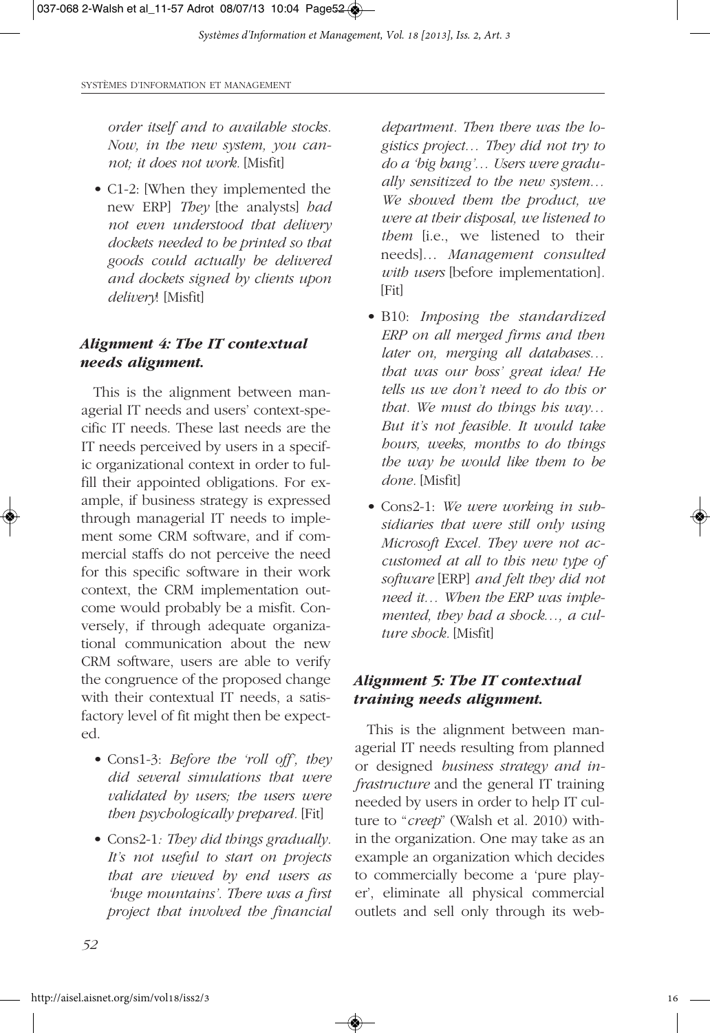*order itself and to available stocks. Now, in the new system, you cannot; it does not work.* [Misfit]

- C1-2: [When they implemented the new ERP] *They* [the analysts] *had not even understood that delivery dockets needed to be printed so that goods could actually be delivered and dockets signed by clients upon delivery*! [Misfit]

### *Alignment 4: The IT contextual needs alignment.*

This is the alignment between managerial IT needs and users' context-specific IT needs. These last needs are the IT needs perceived by users in a specific organizational context in order to fulfill their appointed obligations. For example, if business strategy is expressed through managerial IT needs to implement some CRM software, and if commercial staffs do not perceive the need for this specific software in their work context, the CRM implementation outcome would probably be a misfit. Conversely, if through adequate organizational communication about the new CRM software, users are able to verify the congruence of the proposed change with their contextual IT needs, a satisfactory level of fit might then be expected.

- Cons1-3: *Before the 'roll off', they did several simulations that were validated by users; the users were then psychologically prepared.* [Fit]
- Cons2-1*: They did things gradually. It's not useful to start on projects that are viewed by end users as 'huge mountains'. There was a first project that involved the financial department. Then there was the logistics project… They did not try to do a 'big bang'… Users were gradually sensitized to the new system… We showed them the product, we were at their disposal, we listened to them* [i.e., we listened to their needs]… *Management consulted with users* [before implementation]. [Fit]
- B10: *Imposing the standardized ERP on all merged firms and then later on, merging all databases… that was our boss' great idea! He tells us we don't need to do this or that. We must do things his way… But it's not feasible. It would take hours, weeks, months to do things the way he would like them to be done.* [Misfit]
- Cons2-1: *We were working in subsidiaries that were still only using Microsoft Excel. They were not accustomed at all to this new type of software* [ERP] *and felt they did not need it… When the ERP was implemented, they had a shock…, a culture shock.* [Misfit]

### *Alignment 5: The IT contextual training needs alignment.*

This is the alignment between managerial IT needs resulting from planned or designed *business strategy and infrastructure* and the general IT training needed by users in order to help IT culture to "*creep*" (Walsh et al. 2010) within the organization. One may take as an example an organization which decides to commercially become a 'pure player', eliminate all physical commercial outlets and sell only through its web-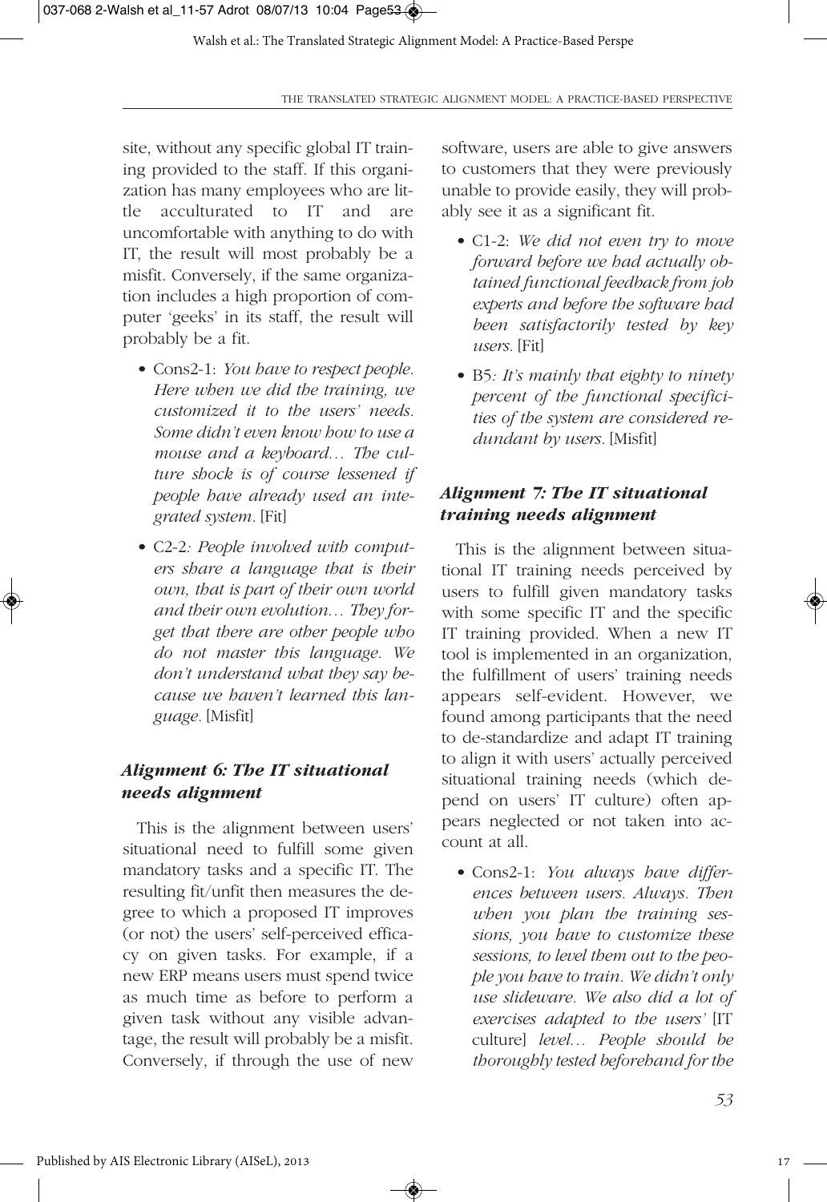site, without any specific global IT training provided to the staff. If this organization has many employees who are little acculturated to IT and are uncomfortable with anything to do with IT, the result will most probably be a misfit. Conversely, if the same organization includes a high proportion of computer 'geeks' in its staff, the result will probably be a fit.

- Cons2-1: *You have to respect people. Here when we did the training, we customized it to the users' needs. Some didn't even know how to use a mouse and a keyboard… The culture shock is of course lessened if people have already used an integrated system.* [Fit]
- C2-2*: People involved with computers share a language that is their own, that is part of their own world and their own evolution… They forget that there are other people who do not master this language. We don't understand what they say because we haven't learned this language.* [Misfit]

### *Alignment 6: The IT situational needs alignment*

This is the alignment between users' situational need to fulfill some given mandatory tasks and a specific IT. The resulting fit/unfit then measures the degree to which a proposed IT improves (or not) the users' self-perceived efficacy on given tasks. For example, if a new ERP means users must spend twice as much time as before to perform a given task without any visible advantage, the result will probably be a misfit. Conversely, if through the use of new software, users are able to give answers to customers that they were previously unable to provide easily, they will probably see it as a significant fit.

- C1-2: *We did not even try to move forward before we had actually obtained functional feedback from job experts and before the software had been satisfactorily tested by key users.* [Fit]
- B5*: It's mainly that eighty to ninety percent of the functional specificities of the system are considered redundant by users.* [Misfit]

### *Alignment 7: The IT situational training needs alignment*

This is the alignment between situational IT training needs perceived by users to fulfill given mandatory tasks with some specific IT and the specific IT training provided. When a new IT tool is implemented in an organization, the fulfillment of users' training needs appears self-evident. However, we found among participants that the need to de-standardize and adapt IT training to align it with users' actually perceived situational training needs (which depend on users' IT culture) often appears neglected or not taken into account at all.

- Cons2-1: *You always have differences between users. Always. Then when you plan the training sessions, you have to customize these sessions, to level them out to the people you have to train. We didn't only use slideware. We also did a lot of exercises adapted to the users'* [IT culture] *level… People should be thoroughly tested beforehand for the*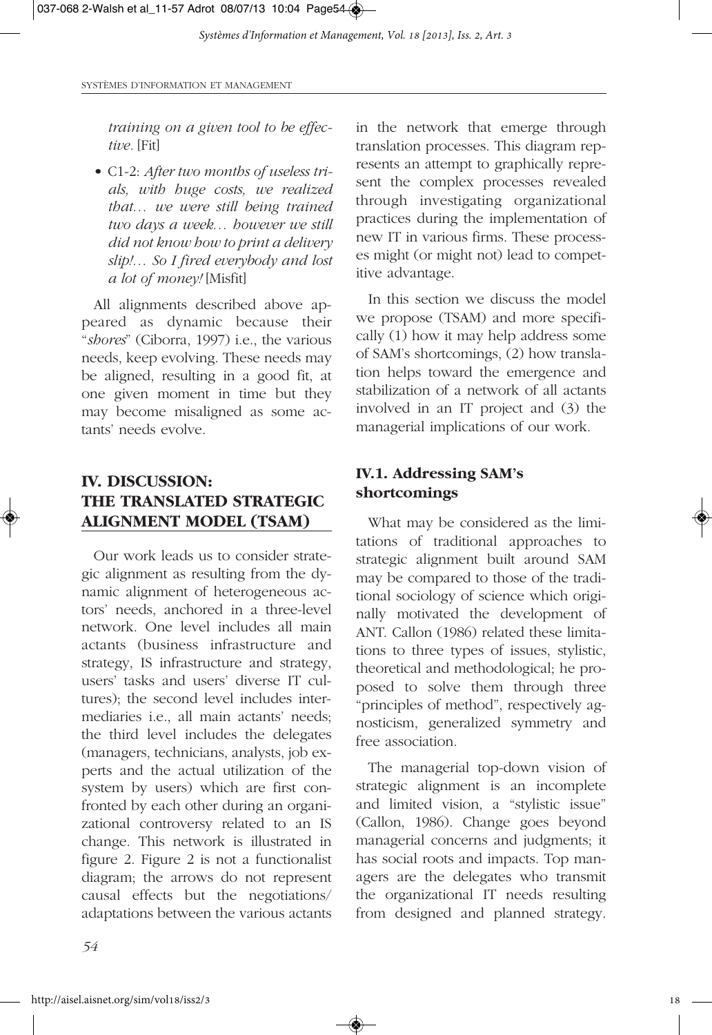*training on a given tool to be effective.* [Fit]

- C1-2: *After two months of useless trials, with huge costs, we realized that… we were still being trained two days a week… however we still did not know how to print a delivery slip!… So I fired everybody and lost a lot of money!* [Misfit]

All alignments described above appeared as dynamic because their "*shores*" (Ciborra, 1997) i.e., the various needs, keep evolving. These needs may be aligned, resulting in a good fit, at one given moment in time but they may become misaligned as some actants' needs evolve.

## IV. DISCUSSION: THE TRANSLATED STRATEGIC ALIGNMENT MODEL (TSAM)

Our work leads us to consider strategic alignment as resulting from the dynamic alignment of heterogeneous actors' needs, anchored in a three-level network. One level includes all main actants (business infrastructure and strategy, IS infrastructure and strategy, users' tasks and users' diverse IT cultures); the second level includes intermediaries i.e., all main actants' needs; the third level includes the delegates (managers, technicians, analysts, job experts and the actual utilization of the system by users) which are first confronted by each other during an organizational controversy related to an IS change. This network is illustrated in figure 2. Figure 2 is not a functionalist diagram; the arrows do not represent causal effects but the negotiations/adaptations between the various actants in the network that emerge through translation processes. This diagram represents an attempt to graphically represent the complex processes revealed through investigating organizational practices during the implementation of new IT in various firms. These processes might (or might not) lead to competitive advantage.

In this section we discuss the model we propose (TSAM) and more specifically (1) how it may help address some of SAM's shortcomings, (2) how translation helps toward the emergence and stabilization of a network of all actants involved in an IT project and (3) the managerial implications of our work.

### IV.1. Addressing SAM's shortcomings

What may be considered as the limitations of traditional approaches to strategic alignment built around SAM may be compared to those of the traditional sociology of science which originally motivated the development of ANT. Callon (1986) related these limitations to three types of issues, stylistic, theoretical and methodological; he proposed to solve them through three "principles of method", respectively agnosticism, generalized symmetry and free association.

The managerial top-down vision of strategic alignment is an incomplete and limited vision, a "stylistic issue" (Callon, 1986). Change goes beyond managerial concerns and judgments; it has social roots and impacts. Top managers are the delegates who transmit the organizational IT needs resulting from designed and planned strategy.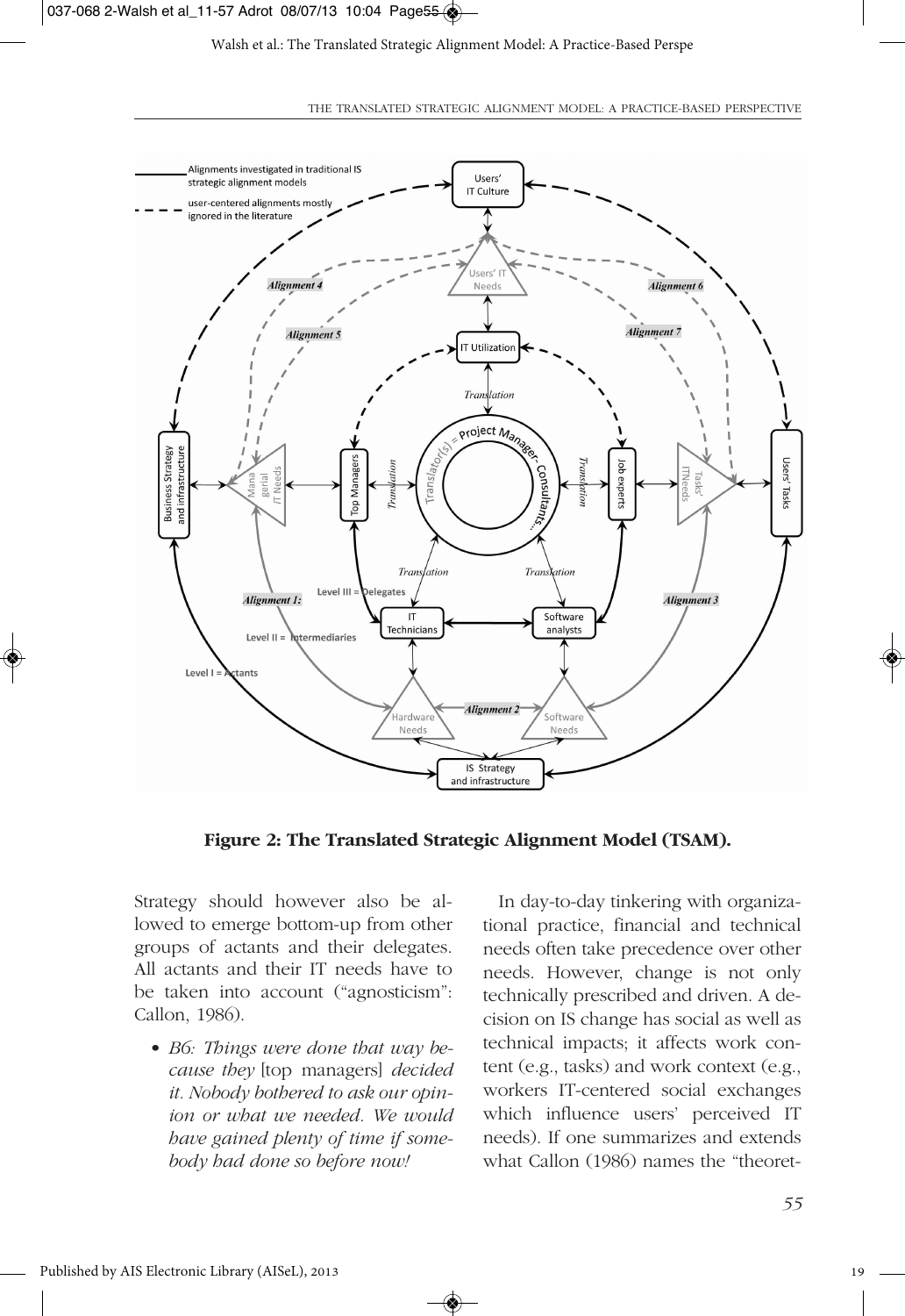**Figure 2: The Translated Strategic Alignment Model (TSAM).**

Strategy should however also be allowed to emerge bottom-up from other groups of actants and their delegates. All actants and their IT needs have to be taken into account ("agnosticism": Callon, 1986).

- *B6: Things were done that way because they* [top managers] *decided it. Nobody bothered to ask our opinion or what we needed. We would have gained plenty of time if somebody had done so before now!*

In day-to-day tinkering with organizational practice, financial and technical needs often take precedence over other needs. However, change is not only technically prescribed and driven. A decision on IS change has social as well as technical impacts; it affects work content (e.g., tasks) and work context (e.g., workers IT-centered social exchanges which influence users' perceived IT needs). If one summarizes and extends what Callon (1986) names the "theoret-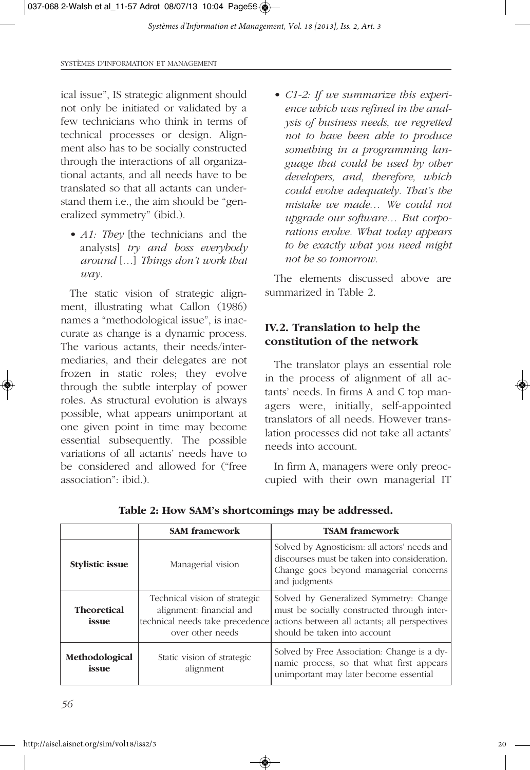ical issue", IS strategic alignment should not only be initiated or validated by a few technicians who think in terms of technical processes or design. Alignment also has to be socially constructed through the interactions of all organizational actants, and all needs have to be translated so that all actants can understand them i.e., the aim should be "generalized symmetry" (ibid.).

- *A1: They* [the technicians and the analysts] *try and boss everybody around* […] *Things don't work that way.*

The static vision of strategic alignment, illustrating what Callon (1986) names a "methodological issue", is inaccurate as change is a dynamic process. The various actants, their needs/intermediaries, and their delegates are not frozen in static roles; they evolve through the subtle interplay of power roles. As structural evolution is always possible, what appears unimportant at one given point in time may become essential subsequently. The possible variations of all actants' needs have to be considered and allowed for ("free association": ibid.).

- *C1-2: If we summarize this experience which was refined in the analysis of business needs, we regretted not to have been able to produce something in a programming language that could be used by other developers, and, therefore, which could evolve adequately. That's the mistake we made… We could not upgrade our software… But corporations evolve. What today appears to be exactly what you need might not be so tomorrow.*

The elements discussed above are summarized in Table 2.

## IV.2. Translation to help the constitution of the network

The translator plays an essential role in the process of alignment of all actants' needs. In firms A and C top managers were, initially, self-appointed translators of all needs. However translation processes did not take all actants' needs into account.

In firm A, managers were only preoccupied with their own managerial IT

**Table 2: How SAM's shortcomings may be addressed.**

| | SAM framework | TSAM framework |
|---|---|---|
| **Stylistic issue** | Managerial vision | Solved by Agnosticism: all actors' needs and discourses must be taken into consideration. Change goes beyond managerial concerns and judgments |
| **Theoretical issue** | Technical vision of strategic alignment: financial and technical needs take precedence over other needs | Solved by Generalized Symmetry: Change must be socially constructed through interactions between all actants; all perspectives should be taken into account |
| **Methodological issue** | Static vision of strategic alignment | Solved by Free Association: Change is a dynamic process, so that what first appears unimportant may later become essential |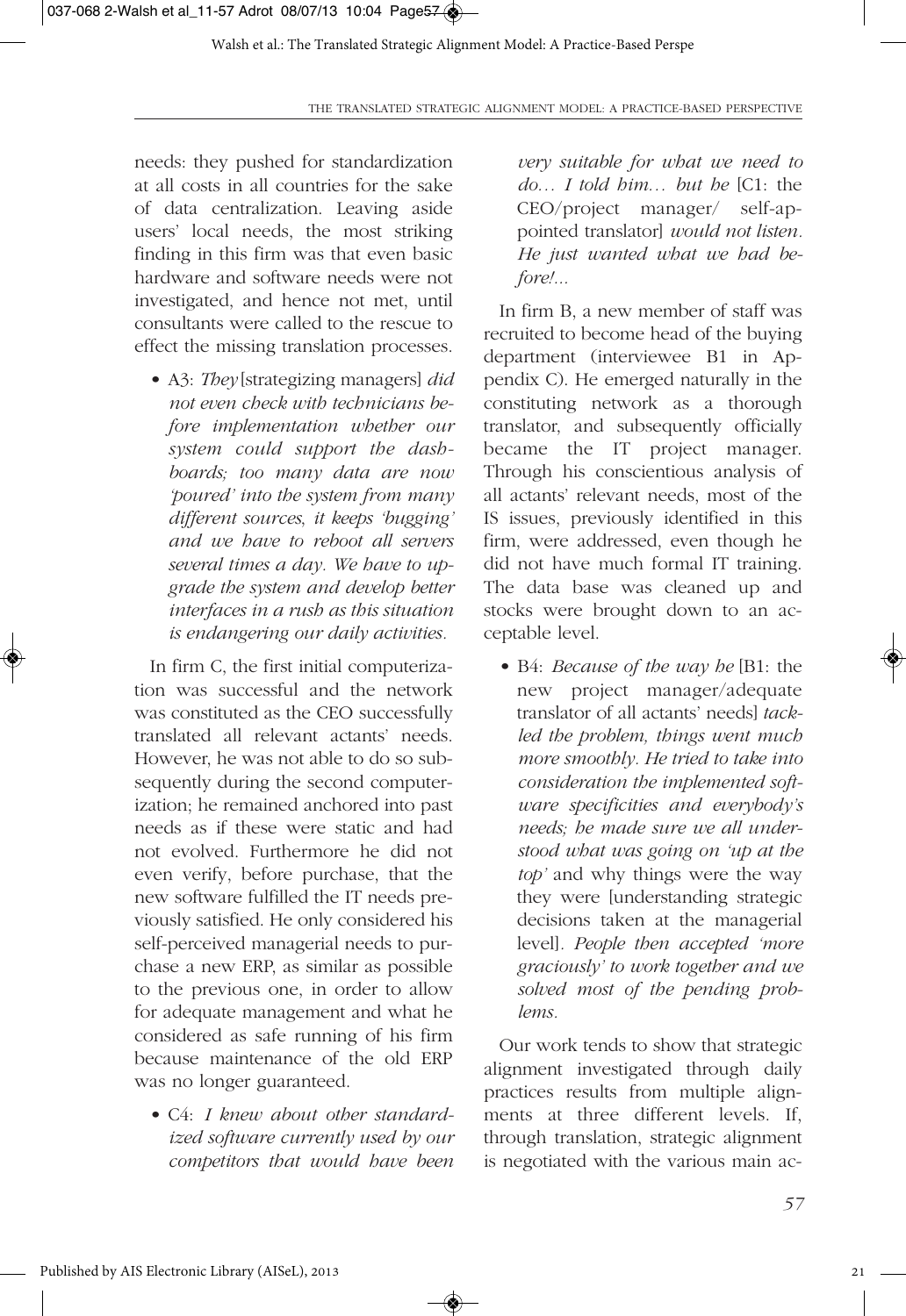needs: they pushed for standardization at all costs in all countries for the sake of data centralization. Leaving aside users' local needs, the most striking finding in this firm was that even basic hardware and software needs were not investigated, and hence not met, until consultants were called to the rescue to effect the missing translation processes.

- A3: *They* [strategizing managers] *did not even check with technicians before implementation whether our system could support the dashboards; too many data are now 'poured' into the system from many different sources, it keeps 'bugging' and we have to reboot all servers several times a day. We have to upgrade the system and develop better interfaces in a rush as this situation is endangering our daily activities.*

In firm C, the first initial computerization was successful and the network was constituted as the CEO successfully translated all relevant actants' needs. However, he was not able to do so subsequently during the second computerization; he remained anchored into past needs as if these were static and had not evolved. Furthermore he did not even verify, before purchase, that the new software fulfilled the IT needs previously satisfied. He only considered his self-perceived managerial needs to purchase a new ERP, as similar as possible to the previous one, in order to allow for adequate management and what he considered as safe running of his firm because maintenance of the old ERP was no longer guaranteed.

- C4: *I knew about other standardized software currently used by our competitors that would have been very suitable for what we need to do… I told him… but he* [C1: the CEO/project manager/ self-appointed translator] *would not listen. He just wanted what we had before!...*

In firm B, a new member of staff was recruited to become head of the buying department (interviewee B1 in Appendix C). He emerged naturally in the constituting network as a thorough translator, and subsequently officially became the IT project manager. Through his conscientious analysis of all actants' relevant needs, most of the IS issues, previously identified in this firm, were addressed, even though he did not have much formal IT training. The data base was cleaned up and stocks were brought down to an acceptable level.

- B4: *Because of the way he* [B1: the new project manager/adequate translator of all actants' needs] *tackled the problem, things went much more smoothly. He tried to take into consideration the implemented software specificities and everybody's needs; he made sure we all understood what was going on 'up at the top'* and why things were the way they were [understanding strategic decisions taken at the managerial level]. *People then accepted 'more graciously' to work together and we solved most of the pending problems.*

Our work tends to show that strategic alignment investigated through daily practices results from multiple alignments at three different levels. If, through translation, strategic alignment is negotiated with the various main ac-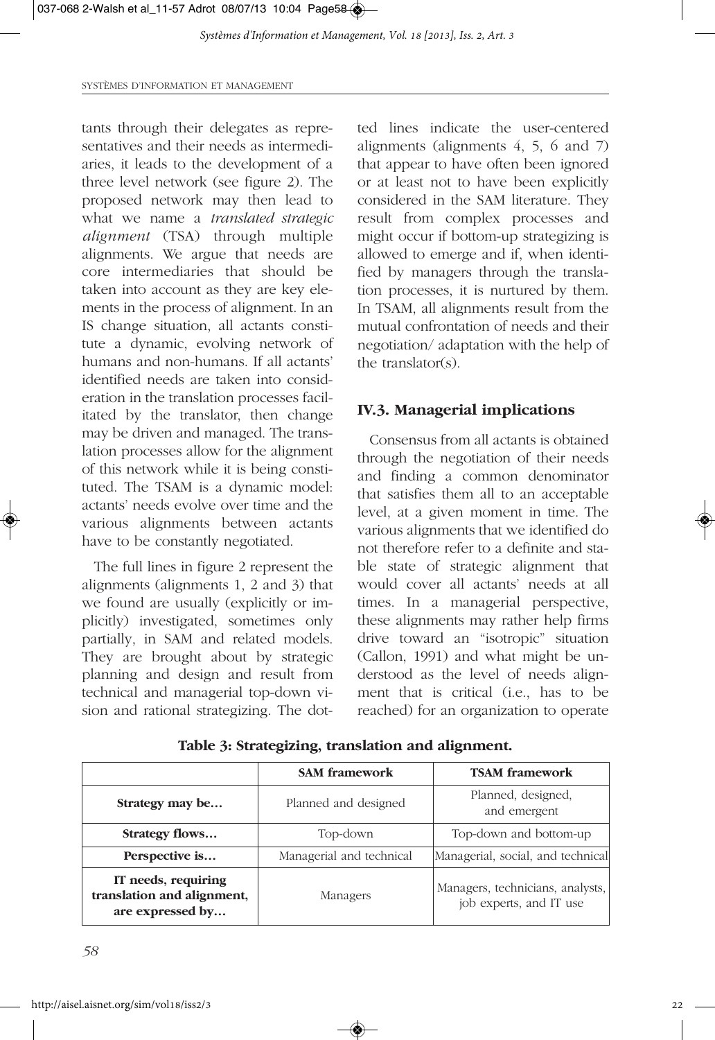tants through their delegates as representatives and their needs as intermediaries, it leads to the development of a three level network (see figure 2). The proposed network may then lead to what we name a *translated strategic alignment* (TSA) through multiple alignments. We argue that needs are core intermediaries that should be taken into account as they are key elements in the process of alignment. In an IS change situation, all actants constitute a dynamic, evolving network of humans and non-humans. If all actants' identified needs are taken into consideration in the translation processes facilitated by the translator, then change may be driven and managed. The translation processes allow for the alignment of this network while it is being constituted. The TSAM is a dynamic model: actants' needs evolve over time and the various alignments between actants have to be constantly negotiated.

The full lines in figure 2 represent the alignments (alignments 1, 2 and 3) that we found are usually (explicitly or implicitly) investigated, sometimes only partially, in SAM and related models. They are brought about by strategic planning and design and result from technical and managerial top-down vision and rational strategizing. The dotted lines indicate the user-centered alignments (alignments 4, 5, 6 and 7) that appear to have often been ignored or at least not to have been explicitly considered in the SAM literature. They result from complex processes and might occur if bottom-up strategizing is allowed to emerge and if, when identified by managers through the translation processes, it is nurtured by them. In TSAM, all alignments result from the mutual confrontation of needs and their negotiation/ adaptation with the help of the translator(s).

### IV.3. Managerial implications

Consensus from all actants is obtained through the negotiation of their needs and finding a common denominator that satisfies them all to an acceptable level, at a given moment in time. The various alignments that we identified do not therefore refer to a definite and stable state of strategic alignment that would cover all actants' needs at all times. In a managerial perspective, these alignments may rather help firms drive toward an "isotropic" situation (Callon, 1991) and what might be understood as the level of needs alignment that is critical (i.e., has to be reached) for an organization to operate

**Table 3: Strategizing, translation and alignment.**

| | SAM framework | TSAM framework |
|---|---|---|
| **Strategy may be…** | Planned and designed | Planned, designed, and emergent |
| **Strategy flows…** | Top-down | Top-down and bottom-up |
| **Perspective is…** | Managerial and technical | Managerial, social, and technical |
| **IT needs, requiring translation and alignment, are expressed by…** | Managers | Managers, technicians, analysts, job experts, and IT use |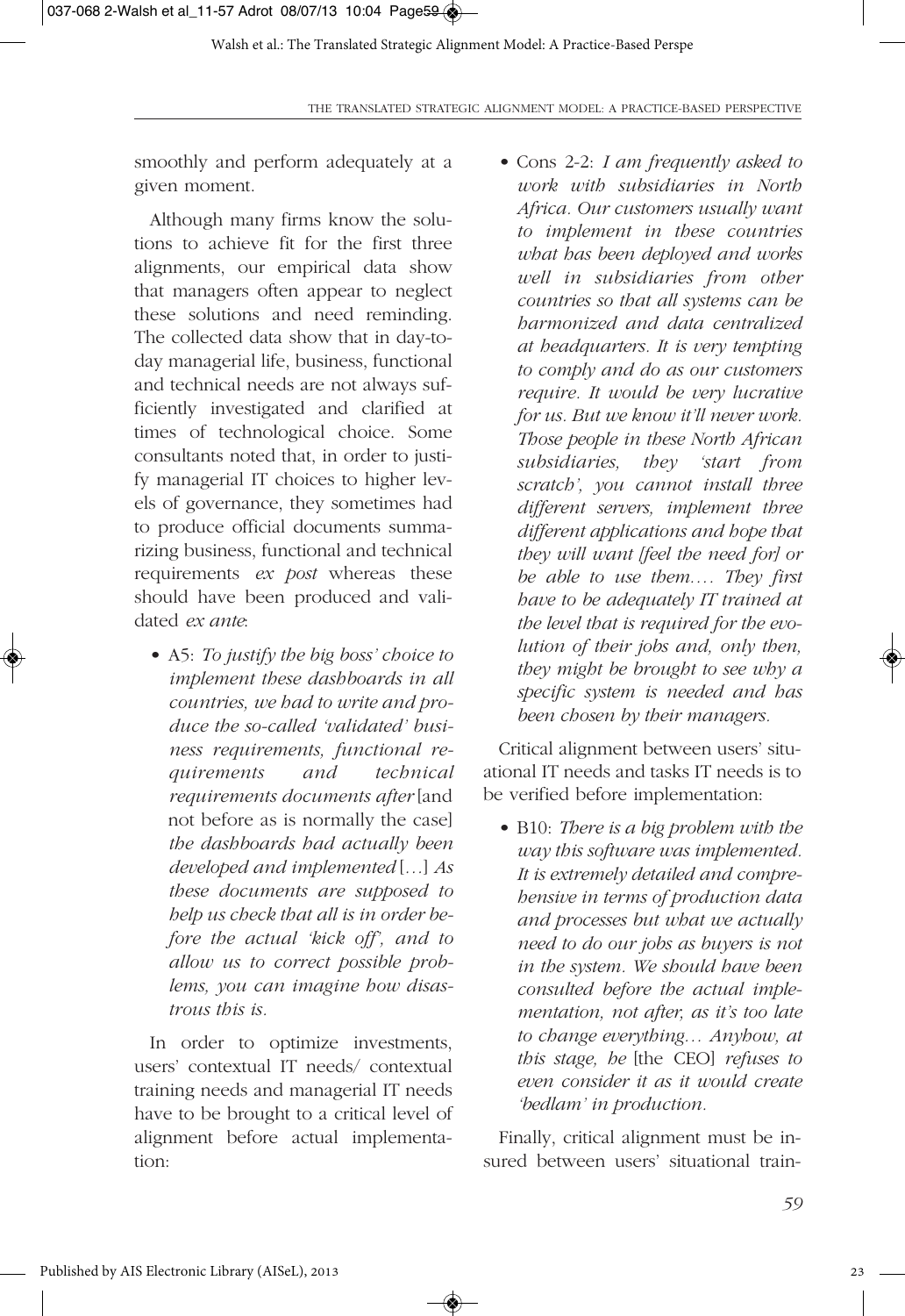smoothly and perform adequately at a given moment.

Although many firms know the solutions to achieve fit for the first three alignments, our empirical data show that managers often appear to neglect these solutions and need reminding. The collected data show that in day-to-day managerial life, business, functional and technical needs are not always sufficiently investigated and clarified at times of technological choice. Some consultants noted that, in order to justify managerial IT choices to higher levels of governance, they sometimes had to produce official documents summarizing business, functional and technical requirements *ex post* whereas these should have been produced and validated *ex ante*:

- A5: *To justify the big boss' choice to implement these dashboards in all countries, we had to write and produce the so-called 'validated' business requirements, functional requirements and technical requirements documents after* [and not before as is normally the case] *the dashboards had actually been developed and implemented* […] *As these documents are supposed to help us check that all is in order before the actual 'kick off', and to allow us to correct possible problems, you can imagine how disastrous this is.*

In order to optimize investments, users' contextual IT needs/ contextual training needs and managerial IT needs have to be brought to a critical level of alignment before actual implementation:

- Cons 2-2: *I am frequently asked to work with subsidiaries in North Africa. Our customers usually want to implement in these countries what has been deployed and works well in subsidiaries from other countries so that all systems can be harmonized and data centralized at headquarters. It is very tempting to comply and do as our customers require. It would be very lucrative for us. But we know it'll never work. Those people in these North African subsidiaries, they 'start from scratch', you cannot install three different servers, implement three different applications and hope that they will want [feel the need for] or be able to use them…. They first have to be adequately IT trained at the level that is required for the evolution of their jobs and, only then, they might be brought to see why a specific system is needed and has been chosen by their managers.*

Critical alignment between users' situational IT needs and tasks IT needs is to be verified before implementation:

- B10: *There is a big problem with the way this software was implemented. It is extremely detailed and comprehensive in terms of production data and processes but what we actually need to do our jobs as buyers is not in the system. We should have been consulted before the actual implementation, not after, as it's too late to change everything… Anyhow, at this stage, he* [the CEO] *refuses to even consider it as it would create 'bedlam' in production.*

Finally, critical alignment must be insured between users' situational train-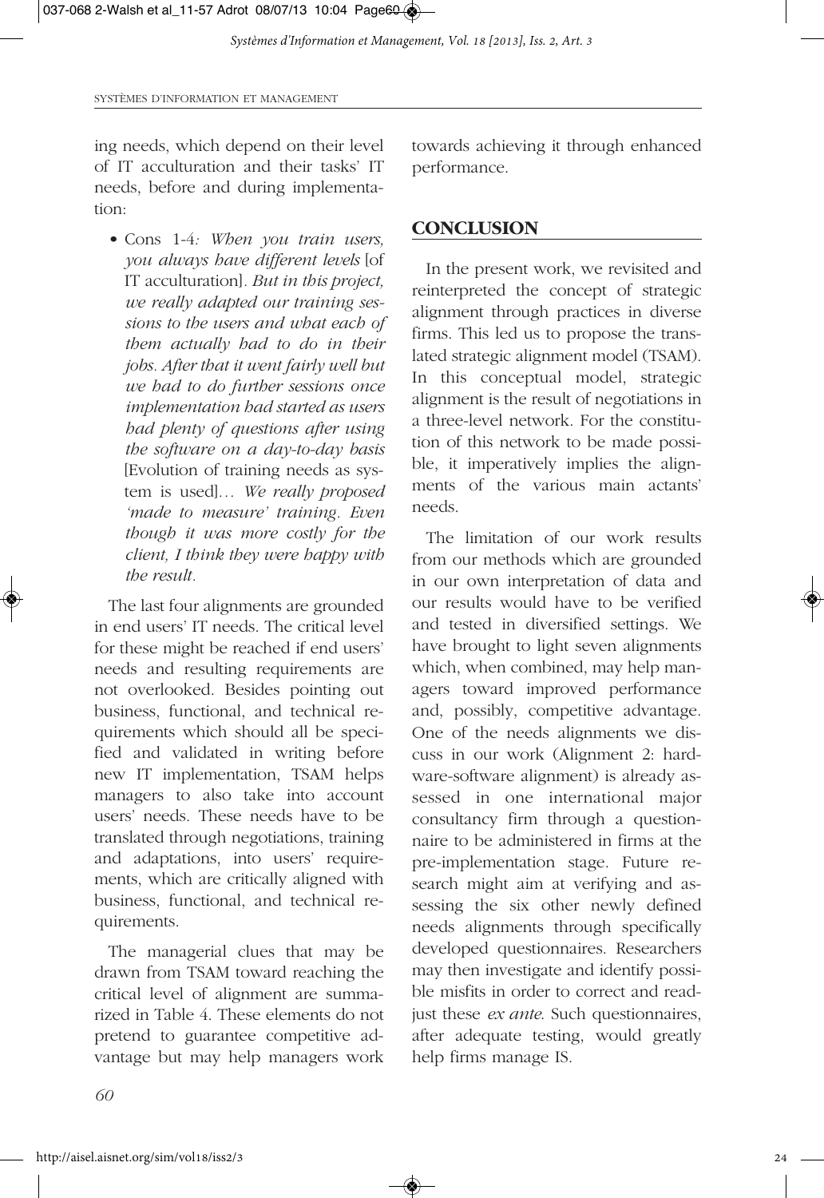ing needs, which depend on their level of IT acculturation and their tasks' IT needs, before and during implementation:

- Cons 1-4*: When you train users, you always have different levels* [of IT acculturation]*. But in this project, we really adapted our training sessions to the users and what each of them actually had to do in their jobs. After that it went fairly well but we had to do further sessions once implementation had started as users had plenty of questions after using the software on a day-to-day basis* [Evolution of training needs as system is used]*… We really proposed 'made to measure' training. Even though it was more costly for the client, I think they were happy with the result.*

The last four alignments are grounded in end users' IT needs. The critical level for these might be reached if end users' needs and resulting requirements are not overlooked. Besides pointing out business, functional, and technical requirements which should all be specified and validated in writing before new IT implementation, TSAM helps managers to also take into account users' needs. These needs have to be translated through negotiations, training and adaptations, into users' requirements, which are critically aligned with business, functional, and technical requirements.

The managerial clues that may be drawn from TSAM toward reaching the critical level of alignment are summarized in Table 4. These elements do not pretend to guarantee competitive advantage but may help managers work towards achieving it through enhanced performance.

## CONCLUSION

In the present work, we revisited and reinterpreted the concept of strategic alignment through practices in diverse firms. This led us to propose the translated strategic alignment model (TSAM). In this conceptual model, strategic alignment is the result of negotiations in a three-level network. For the constitution of this network to be made possible, it imperatively implies the alignments of the various main actants' needs.

The limitation of our work results from our methods which are grounded in our own interpretation of data and our results would have to be verified and tested in diversified settings. We have brought to light seven alignments which, when combined, may help managers toward improved performance and, possibly, competitive advantage. One of the needs alignments we discuss in our work (Alignment 2: hardware-software alignment) is already assessed in one international major consultancy firm through a questionnaire to be administered in firms at the pre-implementation stage. Future research might aim at verifying and assessing the six other newly defined needs alignments through specifically developed questionnaires. Researchers may then investigate and identify possible misfits in order to correct and readjust these *ex ante*. Such questionnaires, after adequate testing, would greatly help firms manage IS.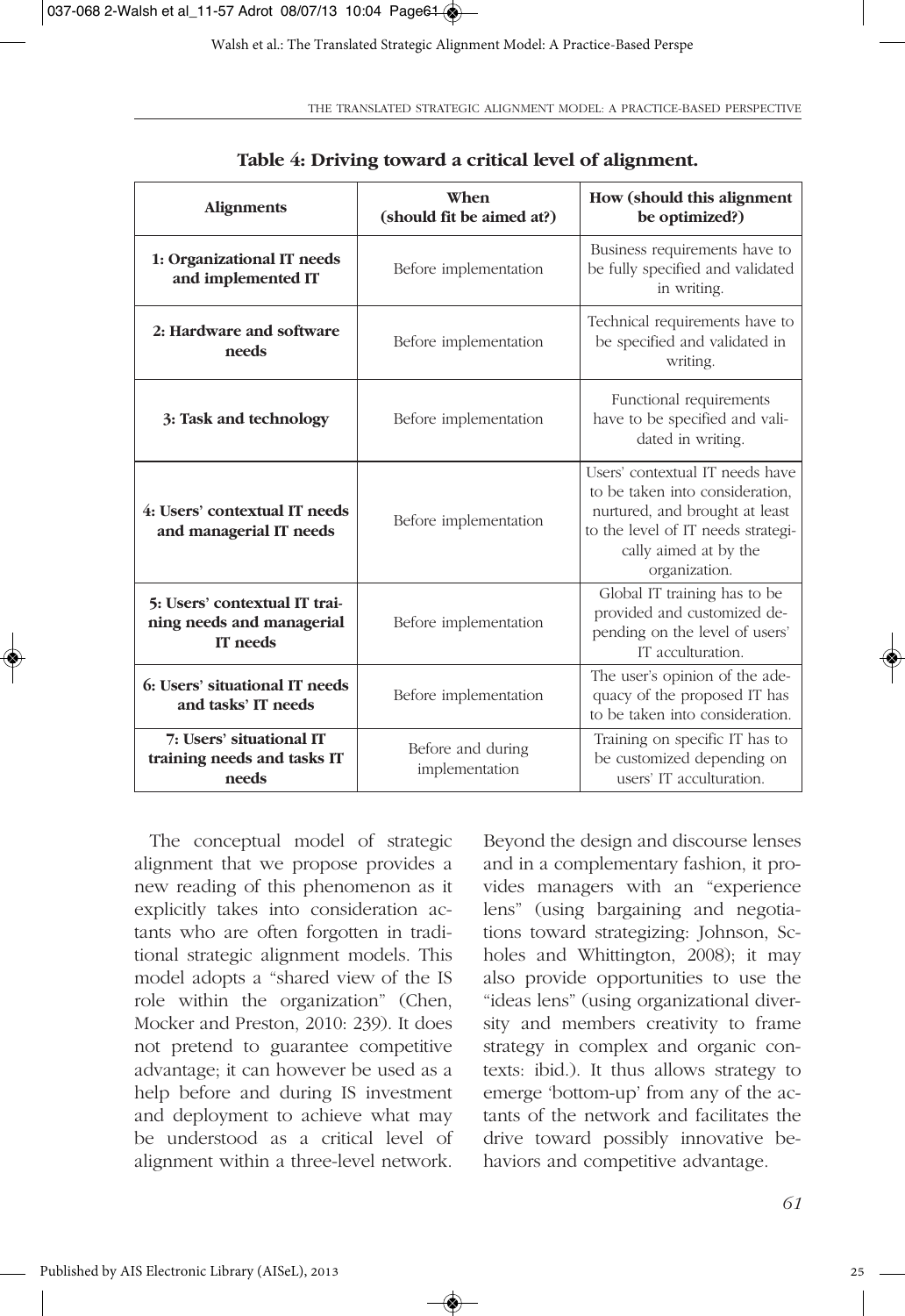**Table 4: Driving toward a critical level of alignment.**

| Alignments | When (should fit be aimed at?) | How (should this alignment be optimized?) |
|---|---|---|
| **1: Organizational IT needs and implemented IT** | Before implementation | Business requirements have to be fully specified and validated in writing. |
| **2: Hardware and software needs** | Before implementation | Technical requirements have to be specified and validated in writing. |
| **3: Task and technology** | Before implementation | Functional requirements have to be specified and validated in writing. |
| **4: Users' contextual IT needs and managerial IT needs** | Before implementation | Users' contextual IT needs have to be taken into consideration, nurtured, and brought at least to the level of IT needs strategically aimed at by the organization. |
| **5: Users' contextual IT training needs and managerial IT needs** | Before implementation | Global IT training has to be provided and customized depending on the level of users' IT acculturation. |
| **6: Users' situational IT needs and tasks' IT needs** | Before implementation | The user's opinion of the adequacy of the proposed IT has to be taken into consideration. |
| **7: Users' situational IT training needs and tasks IT needs** | Before and during implementation | Training on specific IT has to be customized depending on users' IT acculturation. |

The conceptual model of strategic alignment that we propose provides a new reading of this phenomenon as it explicitly takes into consideration actants who are often forgotten in traditional strategic alignment models. This model adopts a "shared view of the IS role within the organization" (Chen, Mocker and Preston, 2010: 239). It does not pretend to guarantee competitive advantage; it can however be used as a help before and during IS investment and deployment to achieve what may be understood as a critical level of alignment within a three-level network. Beyond the design and discourse lenses and in a complementary fashion, it provides managers with an "experience lens" (using bargaining and negotiations toward strategizing: Johnson, Scholes and Whittington, 2008); it may also provide opportunities to use the "ideas lens" (using organizational diversity and members creativity to frame strategy in complex and organic contexts: ibid.). It thus allows strategy to emerge 'bottom-up' from any of the actants of the network and facilitates the drive toward possibly innovative behaviors and competitive advantage.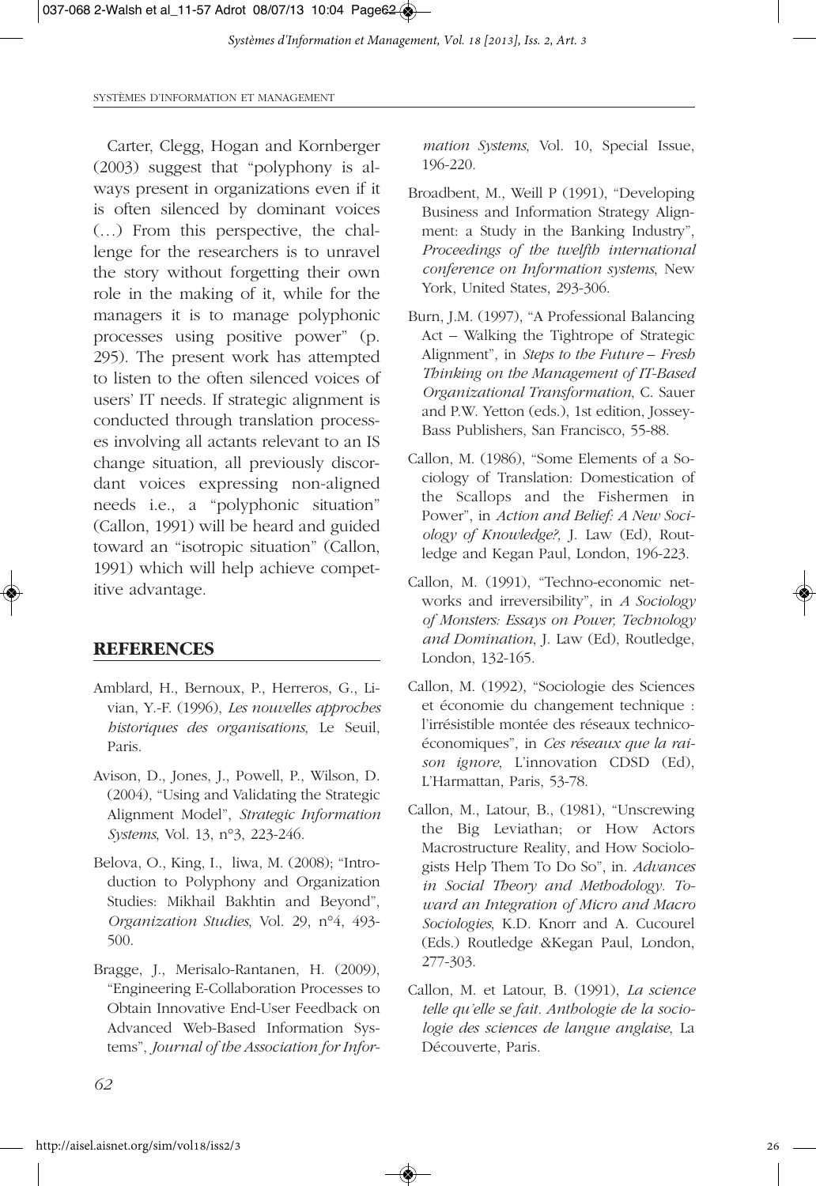Carter, Clegg, Hogan and Kornberger (2003) suggest that "polyphony is always present in organizations even if it is often silenced by dominant voices (…) From this perspective, the challenge for the researchers is to unravel the story without forgetting their own role in the making of it, while for the managers it is to manage polyphonic processes using positive power" (p. 295). The present work has attempted to listen to the often silenced voices of users' IT needs. If strategic alignment is conducted through translation processes involving all actants relevant to an IS change situation, all previously discordant voices expressing non-aligned needs i.e., a "polyphonic situation" (Callon, 1991) will be heard and guided toward an "isotropic situation" (Callon, 1991) which will help achieve competitive advantage.

## REFERENCES

Amblard, H., Bernoux, P., Herreros, G., Livian, Y.-F. (1996), *Les nouvelles approches historiques des organisations*, Le Seuil, Paris.

Avison, D., Jones, J., Powell, P., Wilson, D. (2004), "Using and Validating the Strategic Alignment Model", *Strategic Information Systems*, Vol. 13, n°3, 223-246.

Belova, O., King, I., liwa, M. (2008); "Introduction to Polyphony and Organization Studies: Mikhail Bakhtin and Beyond", *Organization Studies*, Vol. 29, n°4, 493-500.

Bragge, J., Merisalo-Rantanen, H. (2009), "Engineering E-Collaboration Processes to Obtain Innovative End-User Feedback on Advanced Web-Based Information Systems", *Journal of the Association for Information Systems*, Vol. 10, Special Issue, 196-220.

Broadbent, M., Weill P (1991), "Developing Business and Information Strategy Alignment: a Study in the Banking Industry", *Proceedings of the twelfth international conference on Information systems*, New York, United States, 293-306.

Burn, J.M. (1997), "A Professional Balancing Act – Walking the Tightrope of Strategic Alignment", in *Steps to the Future – Fresh Thinking on the Management of IT-Based Organizational Transformation*, C. Sauer and P.W. Yetton (eds.), 1st edition, Jossey-Bass Publishers, San Francisco, 55-88.

Callon, M. (1986), "Some Elements of a Sociology of Translation: Domestication of the Scallops and the Fishermen in Power", in *Action and Belief: A New Sociology of Knowledge?,* J. Law (Ed), Routledge and Kegan Paul, London, 196-223.

Callon, M. (1991), "Techno-economic networks and irreversibility", in *A Sociology of Monsters: Essays on Power, Technology and Domination*, J. Law (Ed), Routledge, London, 132-165.

Callon, M. (1992), "Sociologie des Sciences et économie du changement technique : l'irrésistible montée des réseaux technico-économiques", in *Ces réseaux que la raison ignore*, L'innovation CDSD (Ed), L'Harmattan, Paris, 53-78.

Callon, M., Latour, B., (1981), "Unscrewing the Big Leviathan; or How Actors Macrostructure Reality, and How Sociologists Help Them To Do So", in. *Advances in Social Theory and Methodology. Toward an Integration of Micro and Macro Sociologies,* K.D. Knorr and A. Cucourel (Eds.) Routledge &Kegan Paul, London, 277-303.

Callon, M. et Latour, B. (1991), *La science telle qu'elle se fait. Anthologie de la sociologie des sciences de langue anglaise*, La Découverte, Paris.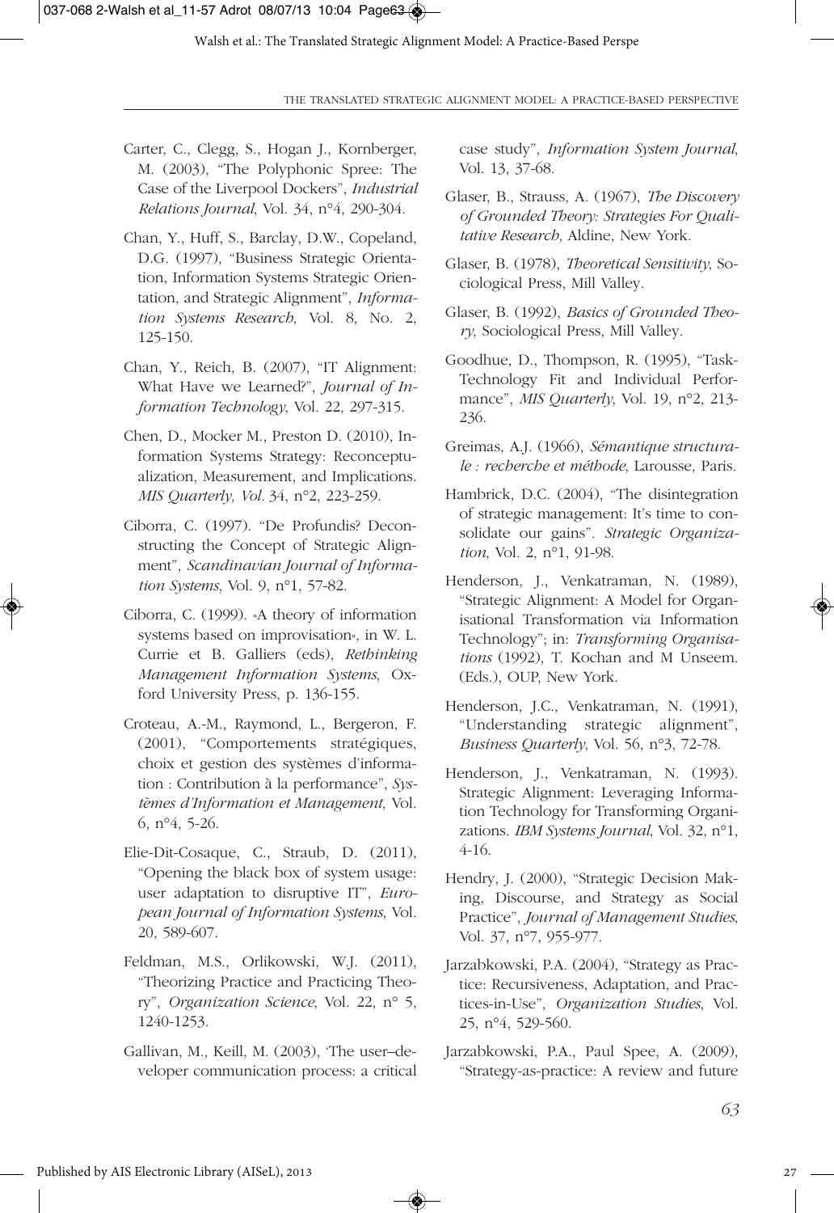Carter, C., Clegg, S., Hogan J., Kornberger, M. (2003), "The Polyphonic Spree: The Case of the Liverpool Dockers", *Industrial Relations Journal*, Vol. 34, n°4, 290-304.

Chan, Y., Huff, S., Barclay, D.W., Copeland, D.G. (1997), "Business Strategic Orientation, Information Systems Strategic Orientation, and Strategic Alignment", *Information Systems Research*, Vol. 8, No. 2, 125-150.

Chan, Y., Reich, B. (2007), "IT Alignment: What Have we Learned?", *Journal of Information Technology*, Vol. 22, 297-315.

Chen, D., Mocker M., Preston D. (2010), Information Systems Strategy: Reconceptualization, Measurement, and Implications. *MIS Quarterly, Vol.* 34, n°2, 223-259.

Ciborra, C. (1997). "De Profundis? Deconstructing the Concept of Strategic Alignment", *Scandinavian Journal of Information Systems*, Vol. 9, n°1, 57-82.

Ciborra, C. (1999). «A theory of information systems based on improvisation», in W. L. Currie et B. Galliers (eds), *Rethinking Management Information Systems*, Oxford University Press, p. 136-155.

Croteau, A.-M., Raymond, L., Bergeron, F. (2001), "Comportements stratégiques, choix et gestion des systèmes d'information : Contribution à la performance", *Systèmes d'Information et Management*, Vol. 6, n°4, 5-26.

Elie-Dit-Cosaque, C., Straub, D. (2011), "Opening the black box of system usage: user adaptation to disruptive IT", *European Journal of Information Systems*, Vol. 20, 589-607.

Feldman, M.S., Orlikowski, W.J. (2011), "Theorizing Practice and Practicing Theory", *Organization Science*, Vol. 22, n° 5, 1240-1253.

Gallivan, M., Keill, M. (2003), 'The user–developer communication process: a critical case study", *Information System Journal*, Vol. 13, 37-68.

Glaser, B., Strauss, A. (1967), *The Discovery of Grounded Theory: Strategies For Qualitative Research,* Aldine, New York.

Glaser, B. (1978), *Theoretical Sensitivity*, Sociological Press, Mill Valley.

Glaser, B. (1992), *Basics of Grounded Theory*, Sociological Press, Mill Valley.

Goodhue, D., Thompson, R. (1995), "Task-Technology Fit and Individual Performance", *MIS Quarterly*, Vol. 19, n°2, 213-236.

Greimas, A.J. (1966), *Sémantique structurale : recherche et méthode*, Larousse, Paris.

Hambrick, D.C. (2004), "The disintegration of strategic management: It's time to consolidate our gains". *Strategic Organization*, Vol. 2, n°1, 91-98.

Henderson, J., Venkatraman, N. (1989), "Strategic Alignment: A Model for Organisational Transformation via Information Technology"; in: *Transforming Organisations* (1992), T. Kochan and M Unseem. (Eds.), OUP, New York.

Henderson, J.C., Venkatraman, N. (1991), "Understanding strategic alignment", *Business Quarterly*, Vol. 56, n°3, 72-78.

Henderson, J., Venkatraman, N. (1993). Strategic Alignment: Leveraging Information Technology for Transforming Organizations. *IBM Systems Journal*, Vol. 32, n°1, 4-16.

Hendry, J. (2000), "Strategic Decision Making, Discourse, and Strategy as Social Practice", *Journal of Management Studies*, Vol. 37, n°7, 955-977.

Jarzabkowski, P.A. (2004), "Strategy as Practice: Recursiveness, Adaptation, and Practices-in-Use", *Organization Studies*, Vol. 25, n°4, 529-560.

Jarzabkowski, P.A., Paul Spee, A. (2009), "Strategy-as-practice: A review and future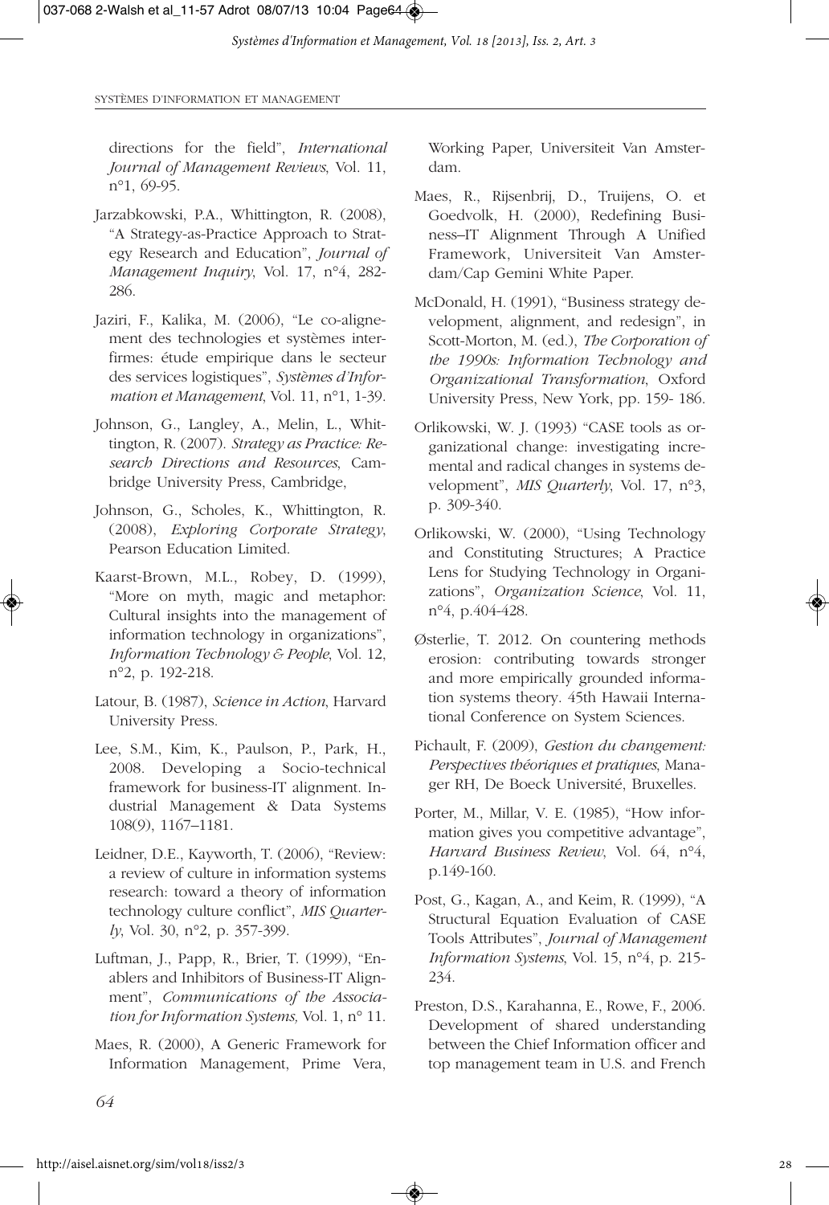directions for the field", *International Journal of Management Reviews*, Vol. 11, n°1, 69-95.

Jarzabkowski, P.A., Whittington, R. (2008), "A Strategy-as-Practice Approach to Strategy Research and Education", *Journal of Management Inquiry*, Vol. 17, n°4, 282-286.

Jaziri, F., Kalika, M. (2006), "Le co-alignement des technologies et systèmes interfirmes: étude empirique dans le secteur des services logistiques", *Systèmes d'Information et Management*, Vol. 11, n°1, 1-39.

Johnson, G., Langley, A., Melin, L., Whittington, R. (2007). *Strategy as Practice: Research Directions and Resources*, Cambridge University Press, Cambridge,

Johnson, G., Scholes, K., Whittington, R. (2008), *Exploring Corporate Strategy*, Pearson Education Limited.

Kaarst-Brown, M.L., Robey, D. (1999), "More on myth, magic and metaphor: Cultural insights into the management of information technology in organizations", *Information Technology & People*, Vol. 12, n°2, p. 192-218.

Latour, B. (1987), *Science in Action*, Harvard University Press.

Lee, S.M., Kim, K., Paulson, P., Park, H., 2008. Developing a Socio-technical framework for business-IT alignment. Industrial Management & Data Systems 108(9), 1167–1181.

Leidner, D.E., Kayworth, T. (2006), "Review: a review of culture in information systems research: toward a theory of information technology culture conflict", *MIS Quarterly*, Vol. 30, n°2, p. 357-399.

Luftman, J., Papp, R., Brier, T. (1999), "Enablers and Inhibitors of Business-IT Alignment", *Communications of the Association for Information Systems,* Vol. 1, n° 11.

Maes, R. (2000), A Generic Framework for Information Management, Prime Vera, Working Paper, Universiteit Van Amsterdam.

Maes, R., Rijsenbrij, D., Truijens, O. et Goedvolk, H. (2000), Redefining Business–IT Alignment Through A Unified Framework, Universiteit Van Amsterdam/Cap Gemini White Paper.

McDonald, H. (1991), "Business strategy development, alignment, and redesign", in Scott-Morton, M. (ed.), *The Corporation of the 1990s: Information Technology and Organizational Transformation*, Oxford University Press, New York, pp. 159- 186.

Orlikowski, W. J. (1993) "CASE tools as organizational change: investigating incremental and radical changes in systems development", *MIS Quarterly*, Vol. 17, n°3, p. 309-340.

Orlikowski, W. (2000), "Using Technology and Constituting Structures; A Practice Lens for Studying Technology in Organizations", *Organization Science*, Vol. 11, n°4, p.404-428.

Østerlie, T. 2012. On countering methods erosion: contributing towards stronger and more empirically grounded information systems theory. 45th Hawaii International Conference on System Sciences.

Pichault, F. (2009), *Gestion du changement: Perspectives théoriques et pratiques*, Manager RH, De Boeck Université, Bruxelles.

Porter, M., Millar, V. E. (1985), "How information gives you competitive advantage", *Harvard Business Review*, Vol. 64, n°4, p.149-160.

Post, G., Kagan, A., and Keim, R. (1999), "A Structural Equation Evaluation of CASE Tools Attributes", *Journal of Management Information Systems*, Vol. 15, n°4, p. 215-234.

Preston, D.S., Karahanna, E., Rowe, F., 2006. Development of shared understanding between the Chief Information officer and top management team in U.S. and French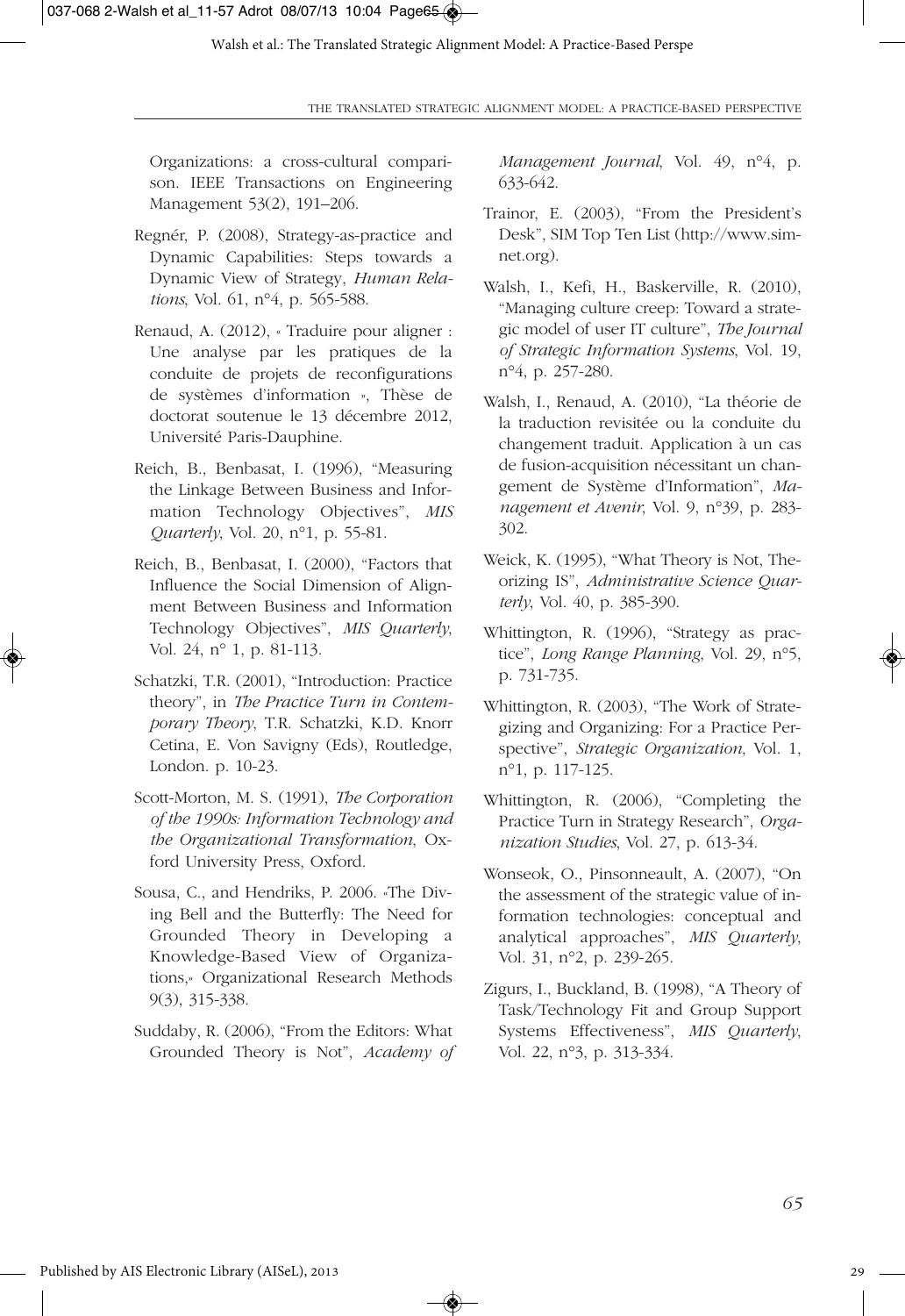Organizations: a cross-cultural comparison. IEEE Transactions on Engineering Management 53(2), 191–206.

Regnér, P. (2008), Strategy-as-practice and Dynamic Capabilities: Steps towards a Dynamic View of Strategy, *Human Relations*, Vol. 61, n°4, p. 565-588.

Renaud, A. (2012), « Traduire pour aligner : Une analyse par les pratiques de la conduite de projets de reconfigurations de systèmes d'information », Thèse de doctorat soutenue le 13 décembre 2012, Université Paris-Dauphine.

Reich, B., Benbasat, I. (1996), "Measuring the Linkage Between Business and Information Technology Objectives", *MIS Quarterly*, Vol. 20, n°1, p. 55-81.

Reich, B., Benbasat, I. (2000), "Factors that Influence the Social Dimension of Alignment Between Business and Information Technology Objectives", *MIS Quarterly*, Vol. 24, n° 1, p. 81-113.

Schatzki, T.R. (2001), "Introduction: Practice theory", in *The Practice Turn in Contemporary Theory*, T.R. Schatzki, K.D. Knorr Cetina, E. Von Savigny (Eds), Routledge, London. p. 10-23.

Scott-Morton, M. S. (1991), *The Corporation of the 1990s: Information Technology and the Organizational Transformation*, Oxford University Press, Oxford.

Sousa, C., and Hendriks, P. 2006. «The Diving Bell and the Butterfly: The Need for Grounded Theory in Developing a Knowledge-Based View of Organizations,» Organizational Research Methods 9(3), 315-338.

Suddaby, R. (2006), "From the Editors: What Grounded Theory is Not", *Academy of Management Journal*, Vol. 49, n°4, p. 633-642.

Trainor, E. (2003), "From the President's Desk", SIM Top Ten List (http://www.simnet.org).

Walsh, I., Kefi, H., Baskerville, R. (2010), "Managing culture creep: Toward a strategic model of user IT culture", *The Journal of Strategic Information Systems*, Vol. 19, n°4, p. 257-280.

Walsh, I., Renaud, A. (2010), "La théorie de la traduction revisitée ou la conduite du changement traduit. Application à un cas de fusion-acquisition nécessitant un changement de Système d'Information", *Management et Avenir*, Vol. 9, n°39, p. 283-302.

Weick, K. (1995), "What Theory is Not, Theorizing IS", *Administrative Science Quarterly*, Vol. 40, p. 385-390.

Whittington, R. (1996), "Strategy as practice", *Long Range Planning*, Vol. 29, n°5, p. 731-735.

Whittington, R. (2003), "The Work of Strategizing and Organizing: For a Practice Perspective", *Strategic Organization*, Vol. 1, n°1, p. 117-125.

Whittington, R. (2006), "Completing the Practice Turn in Strategy Research", *Organization Studies*, Vol. 27, p. 613-34.

Wonseok, O., Pinsonneault, A. (2007), "On the assessment of the strategic value of information technologies: conceptual and analytical approaches", *MIS Quarterly*, Vol. 31, n°2, p. 239-265.

Zigurs, I., Buckland, B. (1998), "A Theory of Task/Technology Fit and Group Support Systems Effectiveness", *MIS Quarterly*, Vol. 22, n°3, p. 313-334.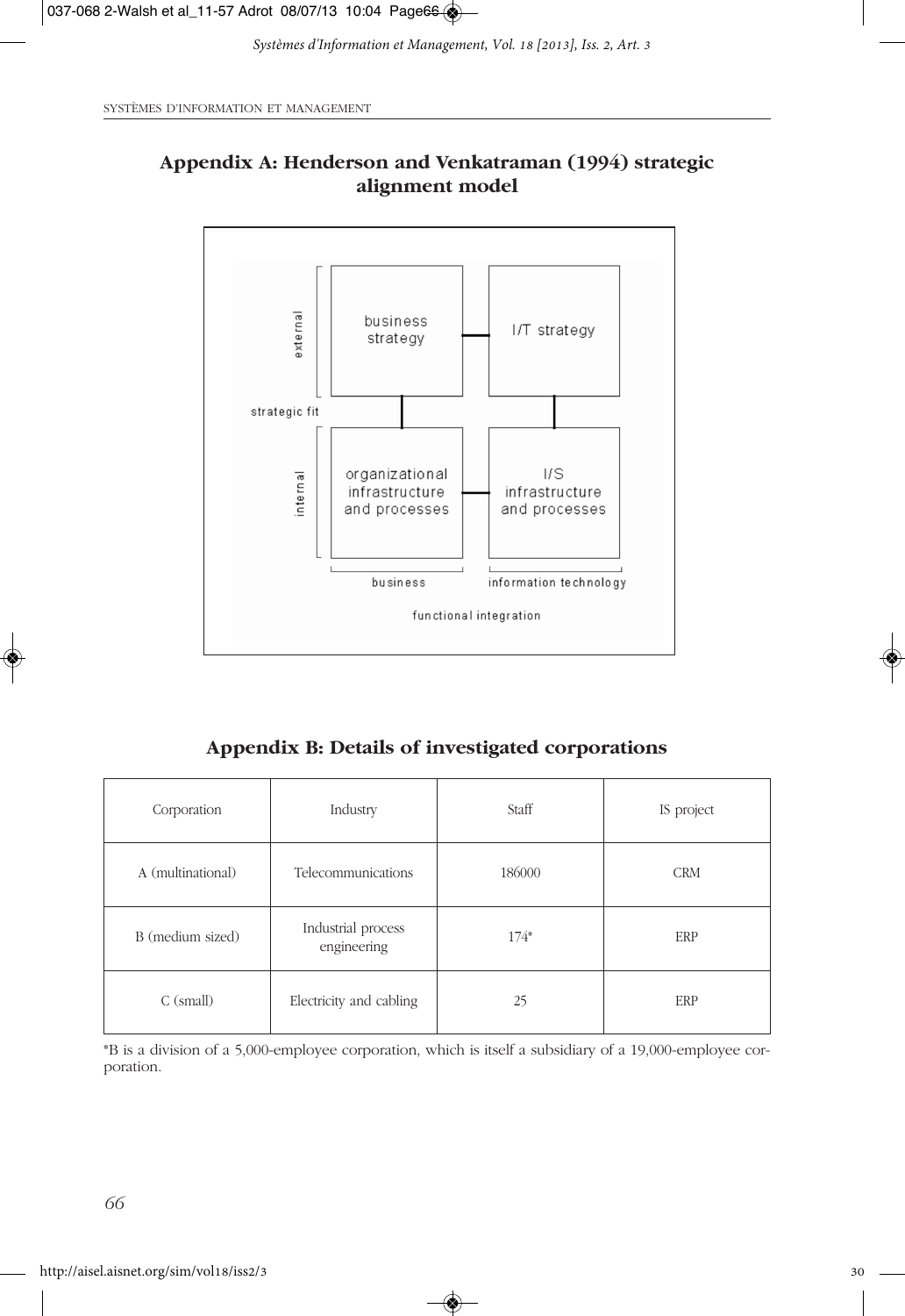## Appendix A: Henderson and Venkatraman (1994) strategic alignment model

## Appendix B: Details of investigated corporations

| Corporation | Industry | Staff | IS project |
|---|---|---|---|
| A (multinational) | Telecommunications | 186000 | CRM |
| B (medium sized) | Industrial process engineering | 174* | ERP |
| C (small) | Electricity and cabling | 25 | ERP |

*B is a division of a 5,000-employee corporation, which is itself a subsidiary of a 19,000-employee corporation.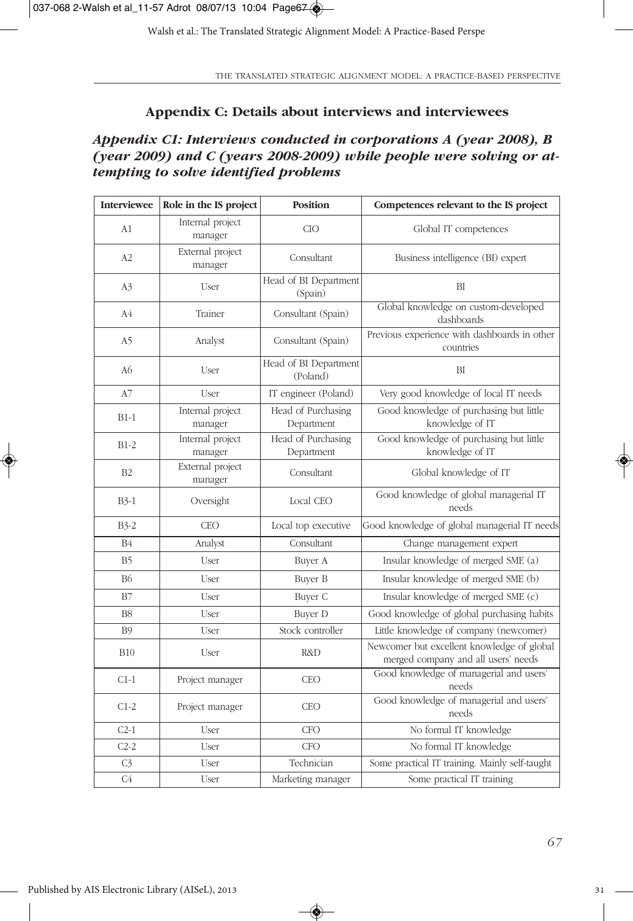## Appendix C: Details about interviews and interviewees

### *Appendix C1: Interviews conducted in corporations A (year 2008), B (year 2009) and C (years 2008-2009) while people were solving or attempting to solve identified problems*

| Interviewee | Role in the IS project | Position | Competences relevant to the IS project |
|---|---|---|---|
| A1 | Internal project manager | CIO | Global IT competences |
| A2 | External project manager | Consultant | Business intelligence (BI) expert |
| A3 | User | Head of BI Department (Spain) | BI |
| A4 | Trainer | Consultant (Spain) | Global knowledge on custom-developed dashboards |
| A5 | Analyst | Consultant (Spain) | Previous experience with dashboards in other countries |
| A6 | User | Head of BI Department (Poland) | BI |
| A7 | User | IT engineer (Poland) | Very good knowledge of local IT needs |
| B1-1 | Internal project manager | Head of Purchasing Department | Good knowledge of purchasing but little knowledge of IT |
| B1-2 | Internal project manager | Head of Purchasing Department | Good knowledge of purchasing but little knowledge of IT |
| B2 | External project manager | Consultant | Global knowledge of IT |
| B3-1 | Oversight | Local CEO | Good knowledge of global managerial IT needs |
| B3-2 | CEO | Local top executive | Good knowledge of global managerial IT needs |
| B4 | Analyst | Consultant | Change management expert |
| B5 | User | Buyer A | Insular knowledge of merged SME (a) |
| B6 | User | Buyer B | Insular knowledge of merged SME (b) |
| B7 | User | Buyer C | Insular knowledge of merged SME (c) |
| B8 | User | Buyer D | Good knowledge of global purchasing habits |
| B9 | User | Stock controller | Little knowledge of company (newcomer) |
| B10 | User | R&D | Newcomer but excellent knowledge of global merged company and all users' needs |
| C1-1 | Project manager | CEO | Good knowledge of managerial and users' needs |
| C1-2 | Project manager | CEO | Good knowledge of managerial and users' needs |
| C2-1 | User | CFO | No formal IT knowledge |
| C2-2 | User | CFO | No formal IT knowledge |
| C3 | User | Technician | Some practical IT training. Mainly self-taught |
| C4 | User | Marketing manager | Some practical IT training |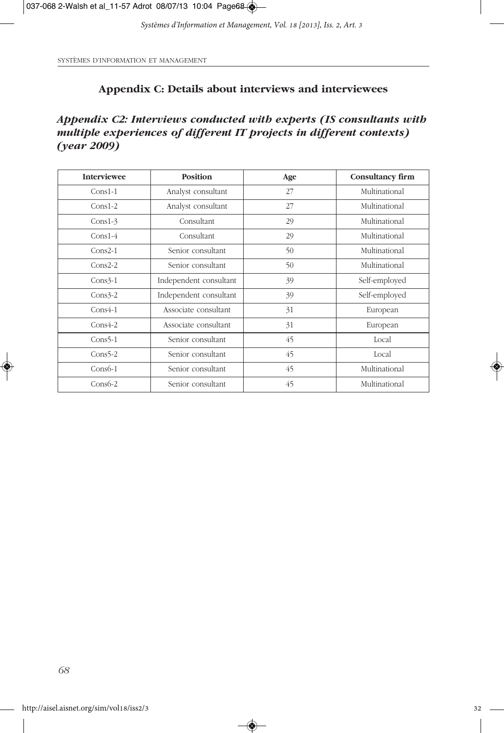## Appendix C: Details about interviews and interviewees

### *Appendix C2: Interviews conducted with experts (IS consultants with multiple experiences of different IT projects in different contexts) (year 2009)*

| Interviewee | Position | Age | Consultancy firm |
|---|---|---|---|
| Cons1-1 | Analyst consultant | 27 | Multinational |
| Cons1-2 | Analyst consultant | 27 | Multinational |
| Cons1-3 | Consultant | 29 | Multinational |
| Cons1-4 | Consultant | 29 | Multinational |
| Cons2-1 | Senior consultant | 50 | Multinational |
| Cons2-2 | Senior consultant | 50 | Multinational |
| Cons3-1 | Independent consultant | 39 | Self-employed |
| Cons3-2 | Independent consultant | 39 | Self-employed |
| Cons4-1 | Associate consultant | 31 | European |
| Cons4-2 | Associate consultant | 31 | European |
| Cons5-1 | Senior consultant | 45 | Local |
| Cons5-2 | Senior consultant | 45 | Local |
| Cons6-1 | Senior consultant | 45 | Multinational |
| Cons6-2 | Senior consultant | 45 | Multinational |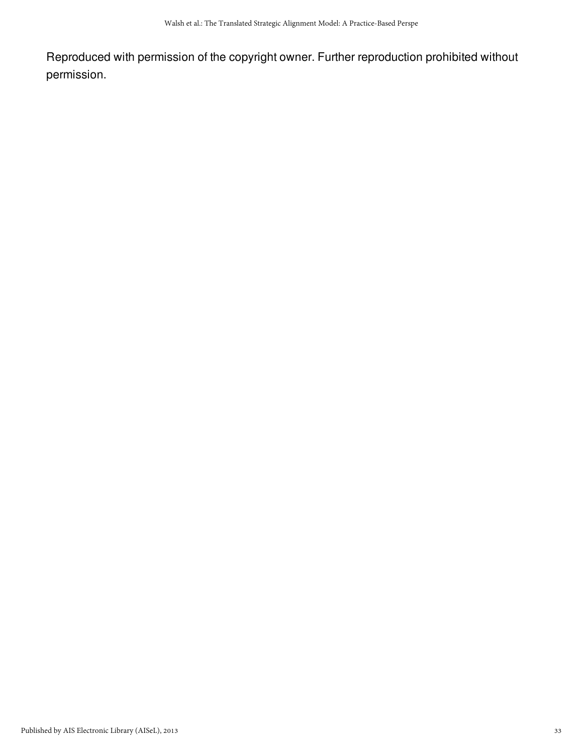Reproduced with permission of the copyright owner. Further reproduction prohibited without permission.